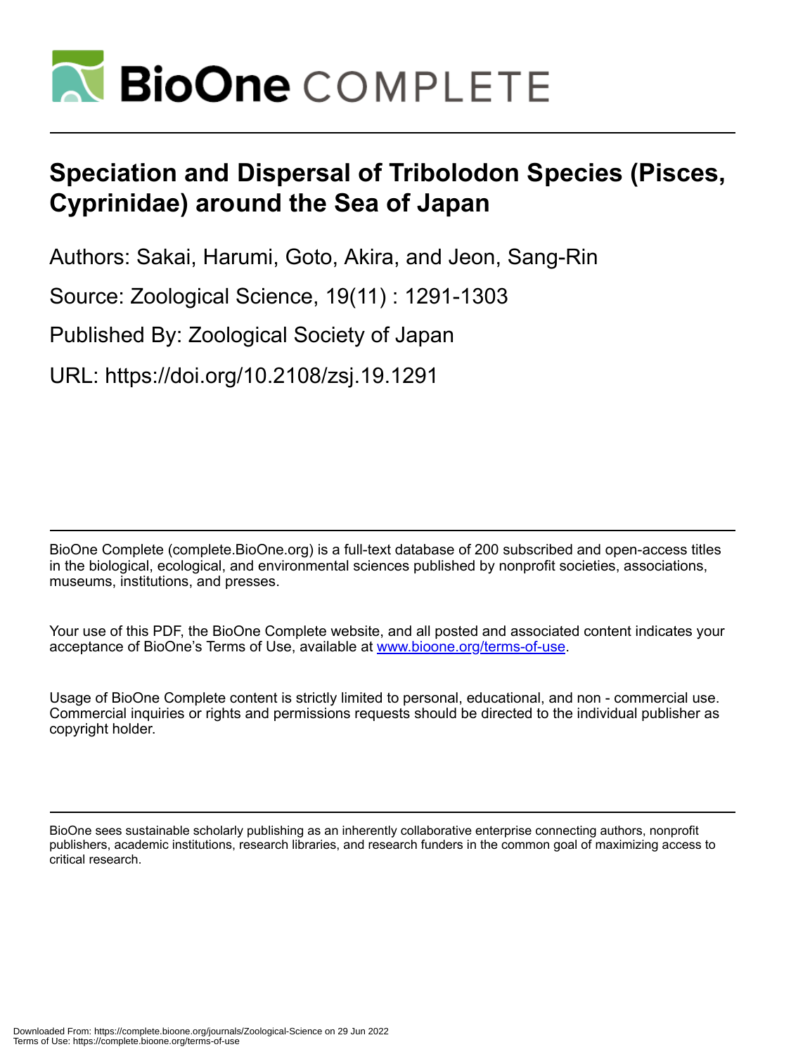# Speciation and Dispersal of Tribolodon Species (Pisces, Cyprinidae) around the Sea of Japan

Authors: Sakai, Harumi, Goto, Akira, and Jeon, Sang-Rin

Source: Zoological Science, 19(11) : 1291-1303

Published By: Zoological Society of Japan

URL: https://doi.org/10.2108/zsj.19.1291

BioOne Complete (complete.BioOne.org) is a full-text database of 200 subscribed and open-access titles in the biological, ecological, and environmental sciences published by nonprofit societies, associations, museums, institutions, and presses.

Your use of this PDF, the BioOne Complete website, and all posted and associated content indicates your acceptance of BioOne's Terms of Use, available at www.bioone.org/terms-of-use.

Usage of BioOne Complete content is strictly limited to personal, educational, and non - commercial use. Commercial inquiries or rights and permissions requests should be directed to the individual publisher as copyright holder.

BioOne sees sustainable scholarly publishing as an inherently collaborative enterprise connecting authors, nonprofit publishers, academic institutions, research libraries, and research funders in the common goal of maximizing access to critical research.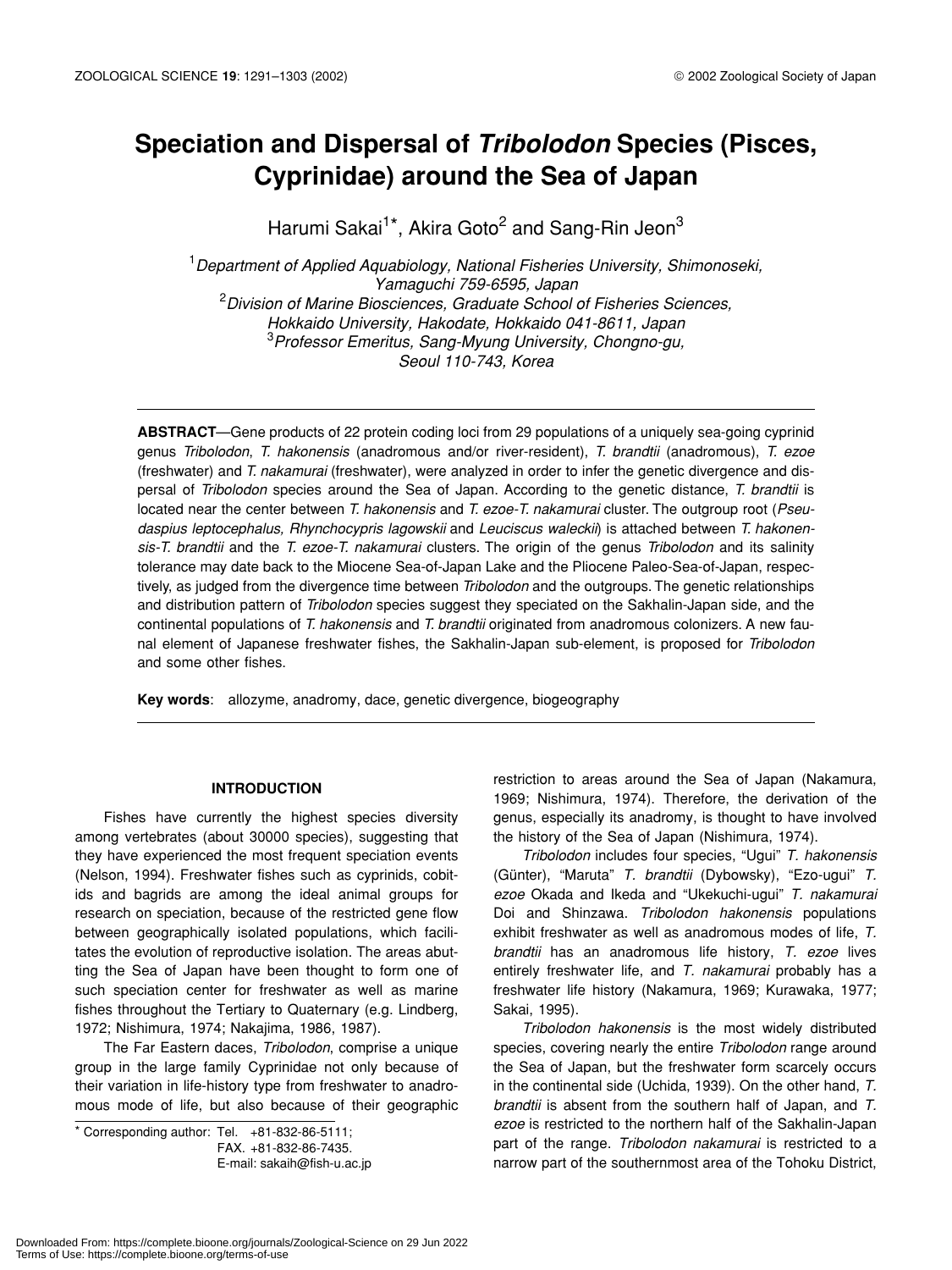# Speciation and Dispersal of *Tribolodon* Species (Pisces, Cyprinidae) around the Sea of Japan

Harumi Sakai[1]*, Akira Goto[2] and Sang-Rin Jeon[3]

[1]*Department of Applied Aquabiology, National Fisheries University, Shimonoseki, Yamaguchi 759-6595, Japan*
[2]*Division of Marine Biosciences, Graduate School of Fisheries Sciences, Hokkaido University, Hakodate, Hokkaido 041-8611, Japan*
[3]*Professor Emeritus, Sang-Myung University, Chongno-gu, Seoul 110-743, Korea*

**ABSTRACT**—Gene products of 22 protein coding loci from 29 populations of a uniquely sea-going cyprinid genus *Tribolodon*, *T. hakonensis* (anadromous and/or river-resident), *T. brandtii* (anadromous), *T. ezoe* (freshwater) and *T. nakamurai* (freshwater), were analyzed in order to infer the genetic divergence and dispersal of *Tribolodon* species around the Sea of Japan. According to the genetic distance, *T. brandtii* is located near the center between *T. hakonensis* and *T. ezoe*-*T. nakamurai* cluster. The outgroup root (*Pseudaspius leptocephalus, Rhynchocypris lagowskii* and *Leuciscus waleckii*) is attached between *T. hakonensis-T. brandtii* and the *T. ezoe-T. nakamurai* clusters. The origin of the genus *Tribolodon* and its salinity tolerance may date back to the Miocene Sea-of-Japan Lake and the Pliocene Paleo-Sea-of-Japan, respectively, as judged from the divergence time between *Tribolodon* and the outgroups. The genetic relationships and distribution pattern of *Tribolodon* species suggest they speciated on the Sakhalin-Japan side, and the continental populations of *T. hakonensis* and *T. brandtii* originated from anadromous colonizers. A new faunal element of Japanese freshwater fishes, the Sakhalin-Japan sub-element, is proposed for *Tribolodon* and some other fishes.

**Key words**: allozyme, anadromy, dace, genetic divergence, biogeography

## INTRODUCTION

Fishes have currently the highest species diversity among vertebrates (about 30000 species), suggesting that they have experienced the most frequent speciation events (Nelson, 1994). Freshwater fishes such as cyprinids, cobitids and bagrids are among the ideal animal groups for research on speciation, because of the restricted gene flow between geographically isolated populations, which facilitates the evolution of reproductive isolation. The areas abutting the Sea of Japan have been thought to form one of such speciation center for freshwater as well as marine fishes throughout the Tertiary to Quaternary (e.g. Lindberg, 1972; Nishimura, 1974; Nakajima, 1986, 1987).

The Far Eastern daces, *Tribolodon*, comprise a unique group in the large family Cyprinidae not only because of their variation in life-history type from freshwater to anadromous mode of life, but also because of their geographic restriction to areas around the Sea of Japan (Nakamura, 1969; Nishimura, 1974). Therefore, the derivation of the genus, especially its anadromy, is thought to have involved the history of the Sea of Japan (Nishimura, 1974).

*Tribolodon* includes four species, "Ugui" *T. hakonensis* (Günter), "Maruta" *T. brandtii* (Dybowsky), "Ezo-ugui" *T. ezoe* Okada and Ikeda and "Ukekuchi-ugui" *T. nakamurai* Doi and Shinzawa. *Tribolodon hakonensis* populations exhibit freshwater as well as anadromous modes of life, *T. brandtii* has an anadromous life history, *T. ezoe* lives entirely freshwater life, and *T. nakamurai* probably has a freshwater life history (Nakamura, 1969; Kurawaka, 1977; Sakai, 1995).

*Tribolodon hakonensis* is the most widely distributed species, covering nearly the entire *Tribolodon* range around the Sea of Japan, but the freshwater form scarcely occurs in the continental side (Uchida, 1939). On the other hand, *T. brandtii* is absent from the southern half of Japan, and *T. ezoe* is restricted to the northern half of the Sakhalin-Japan part of the range. *Tribolodon nakamurai* is restricted to a narrow part of the southernmost area of the Tohoku District,

* Corresponding author: Tel. +81-832-86-5111;
FAX. +81-832-86-7435.
E-mail: sakaih@fish-u.ac.jp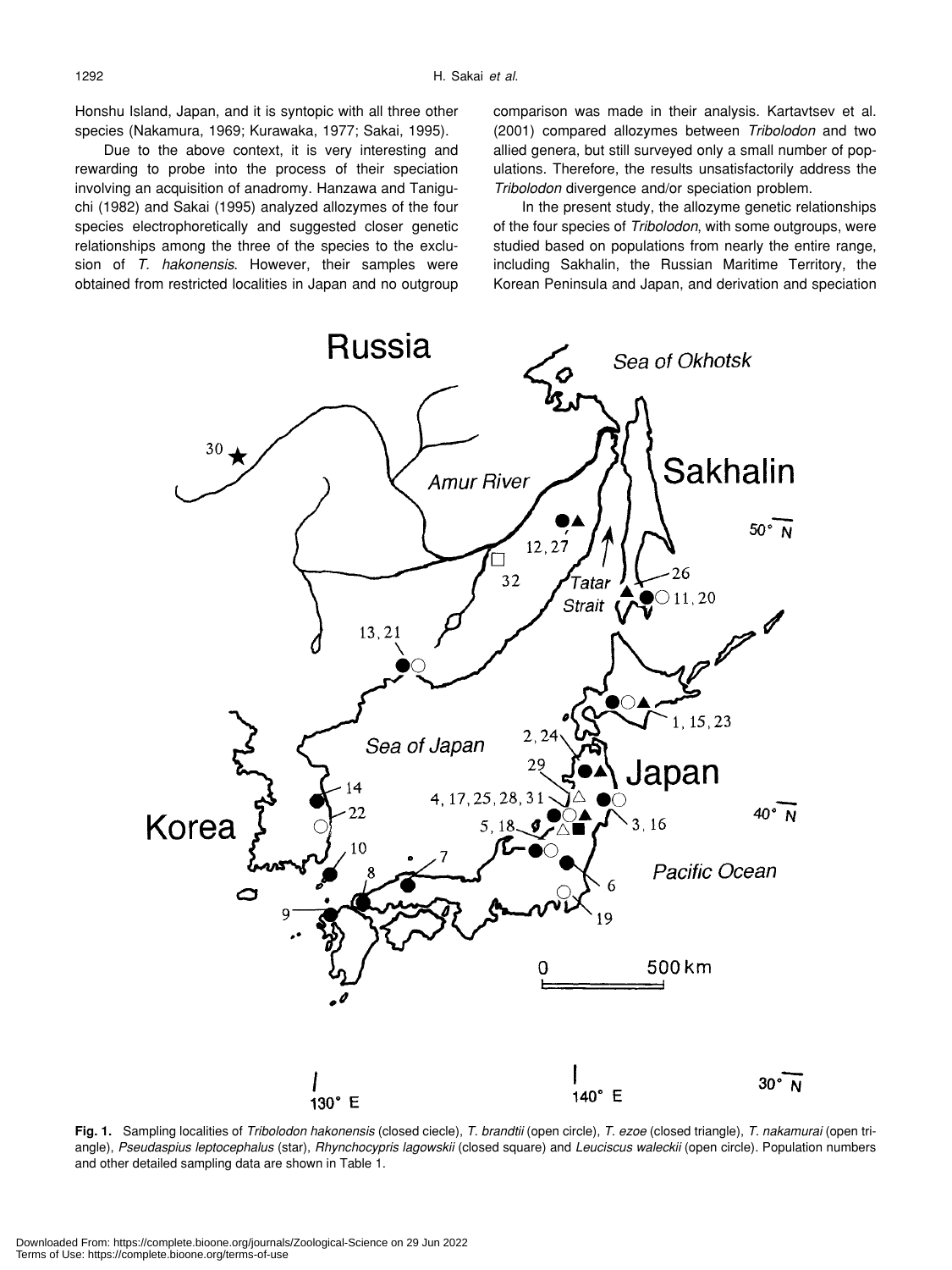Honshu Island, Japan, and it is syntopic with all three other species (Nakamura, 1969; Kurawaka, 1977; Sakai, 1995).

Due to the above context, it is very interesting and rewarding to probe into the process of their speciation involving an acquisition of anadromy. Hanzawa and Taniguchi (1982) and Sakai (1995) analyzed allozymes of the four species electrophoretically and suggested closer genetic relationships among the three of the species to the exclusion of *T. hakonensis*. However, their samples were obtained from restricted localities in Japan and no outgroup comparison was made in their analysis. Kartavtsev et al. (2001) compared allozymes between *Tribolodon* and two allied genera, but still surveyed only a small number of populations. Therefore, the results unsatisfactorily address the *Tribolodon* divergence and/or speciation problem.

In the present study, the allozyme genetic relationships of the four species of *Tribolodon*, with some outgroups, were studied based on populations from nearly the entire range, including Sakhalin, the Russian Maritime Territory, the Korean Peninsula and Japan, and derivation and speciation

**Fig. 1.** Sampling localities of *Tribolodon hakonensis* (closed ciecle), *T. brandtii* (open circle), *T. ezoe* (closed triangle), *T. nakamurai* (open triangle), *Pseudaspius leptocephalus* (star), *Rhynchocypris lagowskii* (closed square) and *Leuciscus waleckii* (open circle). Population numbers and other detailed sampling data are shown in Table 1.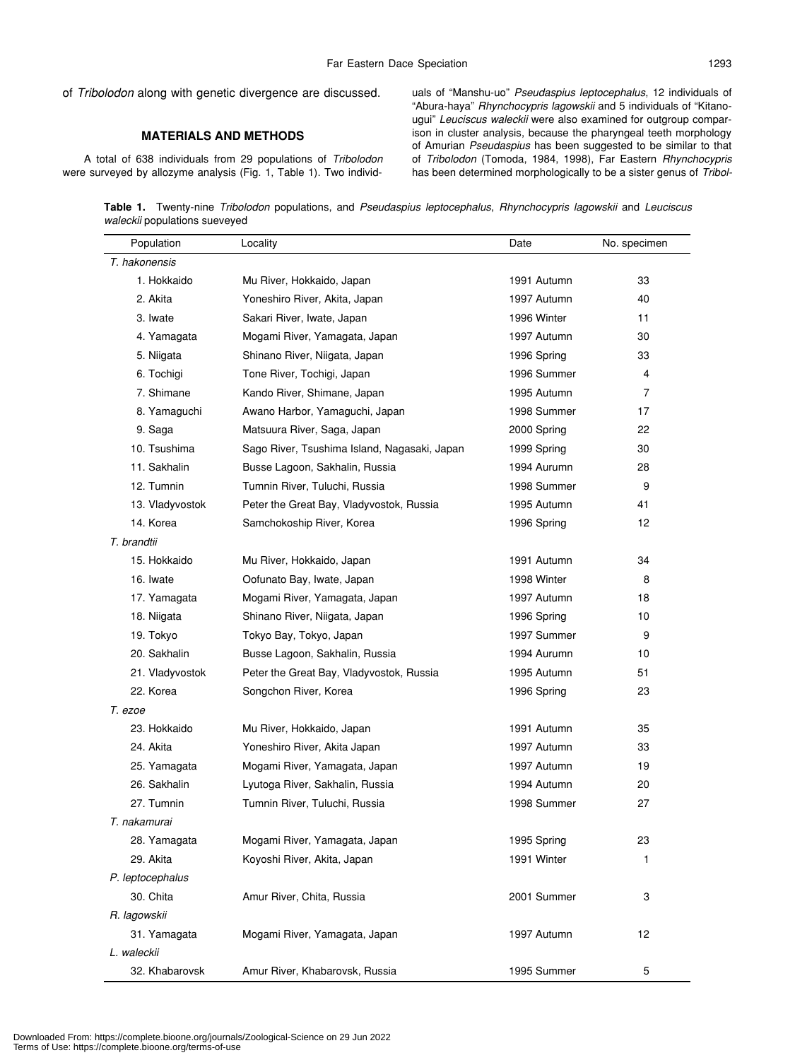of *Tribolodon* along with genetic divergence are discussed.

## MATERIALS AND METHODS

A total of 638 individuals from 29 populations of *Tribolodon* were surveyed by allozyme analysis (Fig. 1, Table 1). Two individuals of "Manshu-uo" *Pseudaspius leptocephalus*, 12 individuals of "Abura-haya" *Rhynchocypris lagowskii* and 5 individuals of "Kitano-ugui" *Leuciscus waleckii* were also examined for outgroup comparison in cluster analysis, because the pharyngeal teeth morphology of Amurian *Pseudaspius* has been suggested to be similar to that of *Tribolodon* (Tomoda, 1984, 1998), Far Eastern *Rhynchocypris* has been determined morphologically to be a sister genus of *Tribol-*

**Table 1.** Twenty-nine *Tribolodon* populations, and *Pseudaspius leptocephalus*, *Rhynchocypris lagowskii* and *Leuciscus waleckii* populations sueveyed

| Population | Locality | Date | No. specimen |
|---|---|---|---|
| *T. hakonensis* | | | |
| 1. Hokkaido | Mu River, Hokkaido, Japan | 1991 Autumn | 33 |
| 2. Akita | Yoneshiro River, Akita, Japan | 1997 Autumn | 40 |
| 3. Iwate | Sakari River, Iwate, Japan | 1996 Winter | 11 |
| 4. Yamagata | Mogami River, Yamagata, Japan | 1997 Autumn | 30 |
| 5. Niigata | Shinano River, Niigata, Japan | 1996 Spring | 33 |
| 6. Tochigi | Tone River, Tochigi, Japan | 1996 Summer | 4 |
| 7. Shimane | Kando River, Shimane, Japan | 1995 Autumn | 7 |
| 8. Yamaguchi | Awano Harbor, Yamaguchi, Japan | 1998 Summer | 17 |
| 9. Saga | Matsuura River, Saga, Japan | 2000 Spring | 22 |
| 10. Tsushima | Sago River, Tsushima Island, Nagasaki, Japan | 1999 Spring | 30 |
| 11. Sakhalin | Busse Lagoon, Sakhalin, Russia | 1994 Aurumn | 28 |
| 12. Tumnin | Tumnin River, Tuluchi, Russia | 1998 Summer | 9 |
| 13. Vladyvostok | Peter the Great Bay, Vladyvostok, Russia | 1995 Autumn | 41 |
| 14. Korea | Samchokoship River, Korea | 1996 Spring | 12 |
| *T. brandtii* | | | |
| 15. Hokkaido | Mu River, Hokkaido, Japan | 1991 Autumn | 34 |
| 16. Iwate | Oofunato Bay, Iwate, Japan | 1998 Winter | 8 |
| 17. Yamagata | Mogami River, Yamagata, Japan | 1997 Autumn | 18 |
| 18. Niigata | Shinano River, Niigata, Japan | 1996 Spring | 10 |
| 19. Tokyo | Tokyo Bay, Tokyo, Japan | 1997 Summer | 9 |
| 20. Sakhalin | Busse Lagoon, Sakhalin, Russia | 1994 Aurumn | 10 |
| 21. Vladyvostok | Peter the Great Bay, Vladyvostok, Russia | 1995 Autumn | 51 |
| 22. Korea | Songchon River, Korea | 1996 Spring | 23 |
| *T. ezoe* | | | |
| 23. Hokkaido | Mu River, Hokkaido, Japan | 1991 Autumn | 35 |
| 24. Akita | Yoneshiro River, Akita Japan | 1997 Autumn | 33 |
| 25. Yamagata | Mogami River, Yamagata, Japan | 1997 Autumn | 19 |
| 26. Sakhalin | Lyutoga River, Sakhalin, Russia | 1994 Autumn | 20 |
| 27. Tumnin | Tumnin River, Tuluchi, Russia | 1998 Summer | 27 |
| *T. nakamurai* | | | |
| 28. Yamagata | Mogami River, Yamagata, Japan | 1995 Spring | 23 |
| 29. Akita | Koyoshi River, Akita, Japan | 1991 Winter | 1 |
| *P. leptocephalus* | | | |
| 30. Chita | Amur River, Chita, Russia | 2001 Summer | 3 |
| *R. lagowskii* | | | |
| 31. Yamagata | Mogami River, Yamagata, Japan | 1997 Autumn | 12 |
| *L. waleckii* | | | |
| 32. Khabarovsk | Amur River, Khabarovsk, Russia | 1995 Summer | 5 |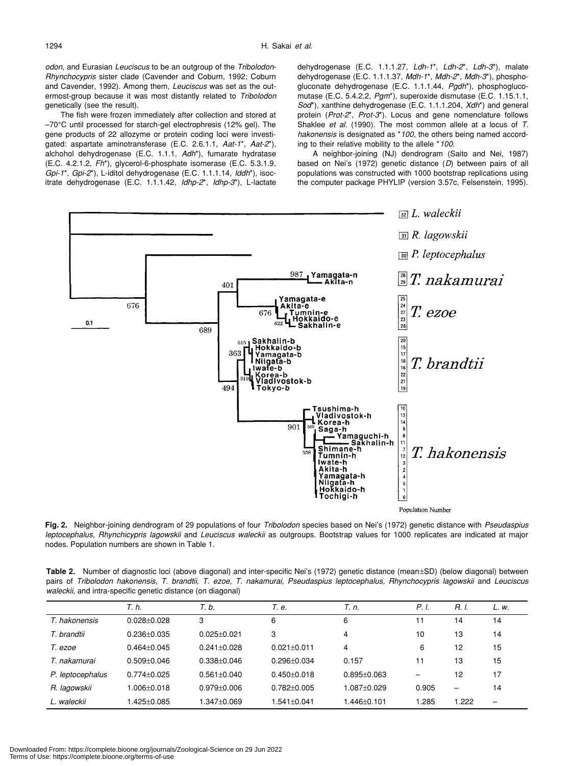*odon*, and Eurasian *Leuciscus* to be an outgroup of the *Tribolodon*-*Rhynchocypris* sister clade (Cavender and Coburn, 1992; Coburn and Cavender, 1992). Among them, *Leuciscus* was set as the outermost-group because it was most distantly related to *Tribolodon* genetically (see the result).

The fish were frozen immediately after collection and stored at –70°C until processed for starch-gel electrophresis (12% gel). The gene products of 22 allozyme or protein coding loci were investigated: aspartate aminotransferase (E.C. 2.6.1.1, *Aat-1\**, *Aat-2\**), alchohol dehydrogenase (E.C. 1.1.1, *Adh\**), fumarate hydratase (E.C. 4.2.1.2, *Fh\**), glycerol-6-phosphate isomerase (E.C. 5.3.1.9, *Gpi-1\**, *Gpi-2\**), L-iditol dehydrogenase (E.C. 1.1.1.14, *Iddh\**), isocitrate dehydrogenase (E.C. 1.1.1.42, *Idhp-2\**, *Idhp-3\**), L-lactate dehydrogenase (E.C. 1.1.1.27, *Ldh-1\**, *Ldh-2\**, *Ldh-3\**), malate dehydrogenase (E.C. 1.1.1.37, *Mdh-1\**, *Mdh-2\**, *Mdh-3\**), phosphogluconate dehydrogenase (E.C. 1.1.1.44, *Pgdh\**), phosphoglucomutase (E.C. 5.4.2.2, *Pgm\**), superoxide dismutase (E.C. 1.15.1.1, *Sod\**), xanthine dehydrogenase (E.C. 1.1.1.204, *Xdh\**) and general protein (*Prot-2\**, *Prot-3\**). Locus and gene nomenclature follows Shaklee *et al.* (1990). The most common allele at a locus of *T. hakonensis* is designated as *\*100*, the others being named according to their relative mobility to the allele *\*100*.

A neighbor-joining (NJ) dendrogram (Saito and Nei, 1987) based on Nei's (1972) genetic distance (*D*) between pairs of all populations was constructed with 1000 bootstrap replications using the computer package PHYLIP (version 3.57c, Felsenstein, 1995).

**Fig. 2.** Neighbor-joining dendrogram of 29 populations of four *Tribolodon* species based on Nei's (1972) genetic distance with *Pseudaspius leptocephalus*, *Rhynchicypris lagowskii* and *Leuciscus waleckii* as outgroups. Bootstrap values for 1000 replicates are indicated at major nodes. Population numbers are shown in Table 1.

**Table 2.** Number of diagnostic loci (above diagonal) and inter-specific Nei's (1972) genetic distance (mean±SD) (below diagonal) between pairs of *Tribolodon hakonensis, T. brandtii, T. ezoe, T. nakamurai, Pseudaspius leptocephalus, Rhynchocypris lagowskii* and *Leuciscus waleckii*, and intra-specific genetic distance (on diagonal)

| | *T. h.* | *T. b.* | *T. e.* | *T. n.* | *P. l.* | *R. l.* | *L. w.* |
|---|---|---|---|---|---|---|---|
| *T. hakonensis* | 0.028±0.028 | 3 | 6 | 6 | 11 | 14 | 14 |
| *T. brandtii* | 0.236±0.035 | 0.025±0.021 | 3 | 4 | 10 | 13 | 14 |
| *T. ezoe* | 0.464±0.045 | 0.241±0.028 | 0.021±0.011 | 4 | 6 | 12 | 15 |
| *T. nakamurai* | 0.509±0.046 | 0.338±0.046 | 0.296±0.034 | 0.157 | 11 | 13 | 15 |
| *P. leptocephalus* | 0.774±0.025 | 0.561±0.040 | 0.450±0.018 | 0.895±0.063 | – | 12 | 17 |
| *R. lagowskii* | 1.006±0.018 | 0.979±0.006 | 0.782±0.005 | 1.087±0.029 | 0.905 | – | 14 |
| *L. waleckii* | 1.425±0.085 | 1.347±0.069 | 1.541±0.041 | 1.446±0.101 | 1.285 | 1.222 | – |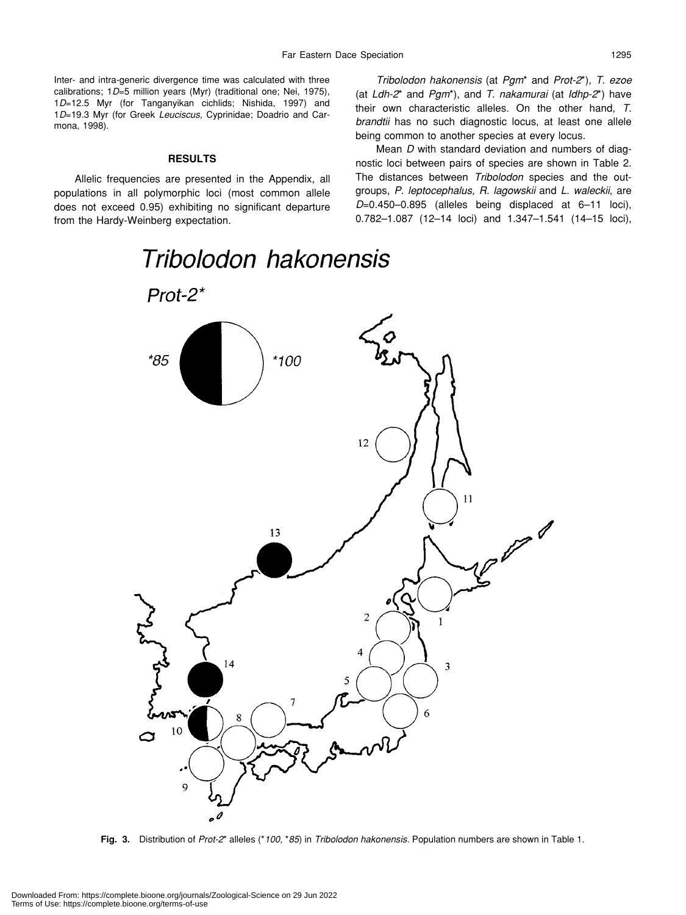Inter- and intra-generic divergence time was calculated with three calibrations; 1$D$=5 million years (Myr) (traditional one; Nei, 1975), 1$D$=12.5 Myr (for Tanganyikan cichlids; Nishida, 1997) and 1$D$=19.3 Myr (for Greek *Leuciscus*, Cyprinidae; Doadrio and Carmona, 1998).

## RESULTS

Allelic frequencies are presented in the Appendix, all populations in all polymorphic loci (most common allele does not exceed 0.95) exhibiting no significant departure from the Hardy-Weinberg expectation.

*Tribolodon hakonensis* (at *Pgm\** and *Prot-2\**), *T. ezoe* (at *Ldh-2\** and *Pgm\**), and *T. nakamurai* (at *Idhp-2\**) have their own characteristic alleles. On the other hand, *T. brandtii* has no such diagnostic locus, at least one allele being common to another species at every locus.

Mean $D$ with standard deviation and numbers of diagnostic loci between pairs of species are shown in Table 2. The distances between *Tribolodon* species and the outgroups, *P. leptocephalus, R. lagowskii* and *L. waleckii*, are $D$=0.450–0.895 (alleles being displaced at 6–11 loci), 0.782–1.087 (12–14 loci) and 1.347–1.541 (14–15 loci),

**Fig. 3.** Distribution of *Prot-2\** alleles (*\*100, \*85*) in *Tribolodon hakonensis*. Population numbers are shown in Table 1.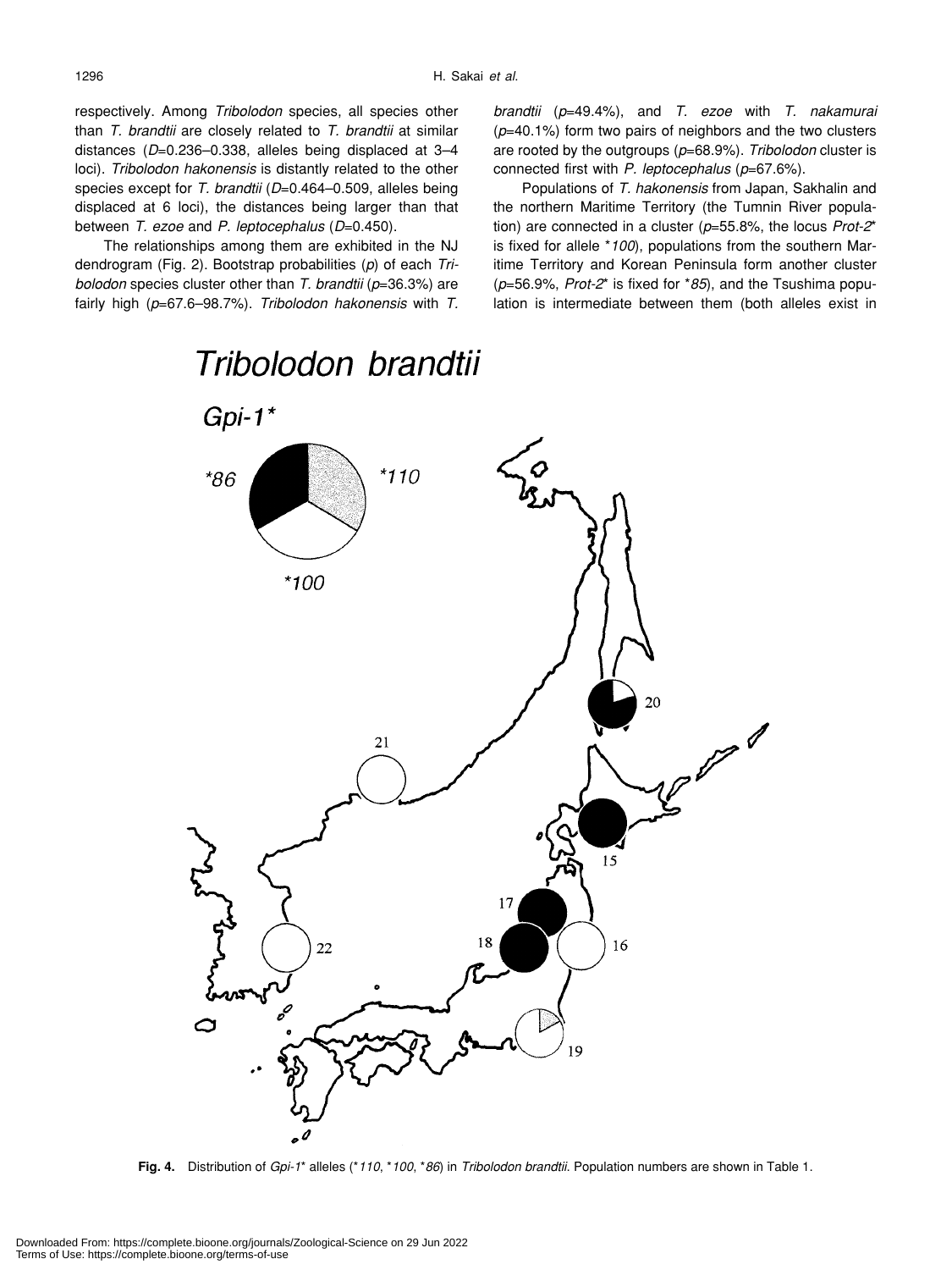respectively. Among *Tribolodon* species, all species other than *T. brandtii* are closely related to *T. brandtii* at similar distances (*D*=0.236–0.338, alleles being displaced at 3–4 loci). *Tribolodon hakonensis* is distantly related to the other species except for *T. brandtii* (*D*=0.464–0.509, alleles being displaced at 6 loci), the distances being larger than that between *T. ezoe* and *P. leptocephalus* (*D*=0.450).

The relationships among them are exhibited in the NJ dendrogram (Fig. 2). Bootstrap probabilities (*p*) of each *Tribolodon* species cluster other than *T. brandtii* (*p*=36.3%) are fairly high (*p*=67.6–98.7%). *Tribolodon hakonensis* with *T. brandtii* (*p*=49.4%), and *T. ezoe* with *T. nakamurai* (*p*=40.1%) form two pairs of neighbors and the two clusters are rooted by the outgroups (*p*=68.9%). *Tribolodon* cluster is connected first with *P. leptocephalus* (*p*=67.6%).

Populations of *T. hakonensis* from Japan, Sakhalin and the northern Maritime Territory (the Tumnin River population) are connected in a cluster (*p*=55.8%, the locus *Prot-2** is fixed for allele **100*), populations from the southern Maritime Territory and Korean Peninsula form another cluster (*p*=56.9%, *Prot-2** is fixed for **85*), and the Tsushima population is intermediate between them (both alleles exist in

**Fig. 4.** Distribution of *Gpi-1** alleles (**110*, **100*, **86*) in *Tribolodon brandtii*. Population numbers are shown in Table 1.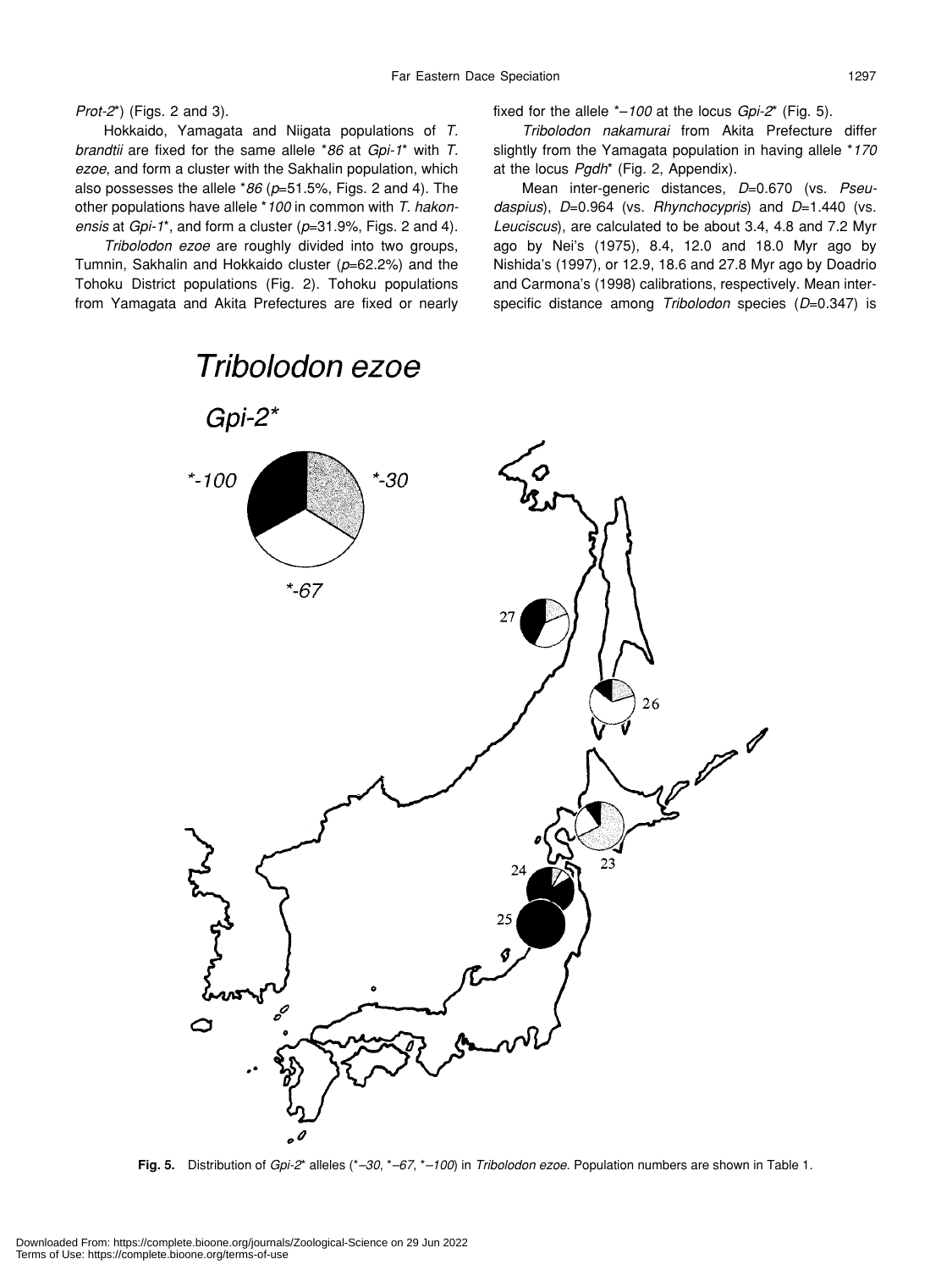*Prot-2*\*) (Figs. 2 and 3).

Hokkaido, Yamagata and Niigata populations of *T. brandtii* are fixed for the same allele \**86* at *Gpi-1*\* with *T. ezoe*, and form a cluster with the Sakhalin population, which also possesses the allele \**86* ($p$=51.5%, Figs. 2 and 4). The other populations have allele \**100* in common with *T. hakonensis* at *Gpi-1*\*, and form a cluster ($p$=31.9%, Figs. 2 and 4).

*Tribolodon ezoe* are roughly divided into two groups, Tumnin, Sakhalin and Hokkaido cluster ($p$=62.2%) and the Tohoku District populations (Fig. 2). Tohoku populations from Yamagata and Akita Prefectures are fixed or nearly fixed for the allele \**–100* at the locus *Gpi-2*\* (Fig. 5).

*Tribolodon nakamurai* from Akita Prefecture differ slightly from the Yamagata population in having allele \**170* at the locus *Pgdh*\* (Fig. 2, Appendix).

Mean inter-generic distances, $D$=0.670 (vs. *Pseudaspius*), $D$=0.964 (vs. *Rhynchocypris*) and $D$=1.440 (vs. *Leuciscus*), are calculated to be about 3.4, 4.8 and 7.2 Myr ago by Nei's (1975), 8.4, 12.0 and 18.0 Myr ago by Nishida's (1997), or 12.9, 18.6 and 27.8 Myr ago by Doadrio and Carmona's (1998) calibrations, respectively. Mean inter-specific distance among *Tribolodon* species ($D$=0.347) is

**Fig. 5.** Distribution of *Gpi-2*\* alleles (\**–30*, \**–67*, \**–100*) in *Tribolodon ezoe*. Population numbers are shown in Table 1.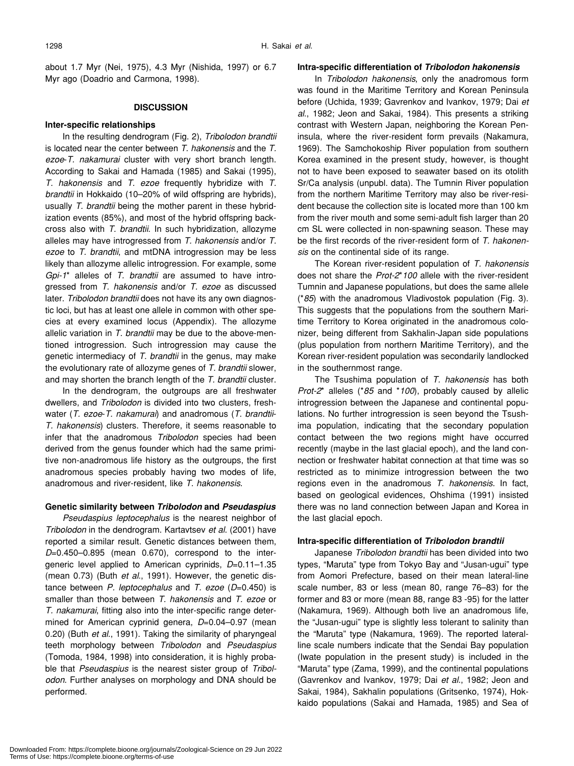about 1.7 Myr (Nei, 1975), 4.3 Myr (Nishida, 1997) or 6.7 Myr ago (Doadrio and Carmona, 1998).

## DISCUSSION

### Inter-specific relationships

In the resulting dendrogram (Fig. 2), *Tribolodon brandtii* is located near the center between *T. hakonensis* and the *T. ezoe*-*T. nakamurai* cluster with very short branch length. According to Sakai and Hamada (1985) and Sakai (1995), *T. hakonensis* and *T. ezoe* frequently hybridize with *T. brandtii* in Hokkaido (10–20% of wild offspring are hybrids), usually *T. brandtii* being the mother parent in these hybridization events (85%), and most of the hybrid offspring backcross also with *T. brandtii*. In such hybridization, allozyme alleles may have introgressed from *T. hakonensis* and/or *T. ezoe* to *T. brandtii*, and mtDNA introgression may be less likely than allozyme allelic introgression. For example, some *Gpi-1\** alleles of *T. brandtii* are assumed to have introgressed from *T. hakonensis* and/or *T. ezoe* as discussed later. *Tribolodon brandtii* does not have its any own diagnostic loci, but has at least one allele in common with other species at every examined locus (Appendix). The allozyme allelic variation in *T. brandtii* may be due to the above-mentioned introgression. Such introgression may cause the genetic intermediacy of *T. brandtii* in the genus, may make the evolutionary rate of allozyme genes of *T. brandtii* slower, and may shorten the branch length of the *T. brandtii* cluster.

In the dendrogram, the outgroups are all freshwater dwellers, and *Tribolodon* is divided into two clusters, freshwater (*T. ezoe*-*T. nakamurai*) and anadromous (*T. brandtii*-*T. hakonensis*) clusters. Therefore, it seems reasonable to infer that the anadromous *Tribolodon* species had been derived from the genus founder which had the same primitive non-anadromous life history as the outgroups, the first anadromous species probably having two modes of life, anadromous and river-resident, like *T. hakonensis*.

### Genetic similarity between *Tribolodon* and *Pseudaspius*

*Pseudaspius leptocephalus* is the nearest neighbor of *Tribolodon* in the dendrogram. Kartavtsev *et al*. (2001) have reported a similar result. Genetic distances between them, $D$=0.450–0.895 (mean 0.670), correspond to the intergeneric level applied to American cyprinids, $D$=0.11–1.35 (mean 0.73) (Buth *et al*., 1991). However, the genetic distance between *P. leptocephalus* and *T. ezoe* ($D$=0.450) is smaller than those between *T. hakonensis* and *T. ezoe* or *T. nakamurai*, fitting also into the inter-specific range determined for American cyprinid genera, $D$=0.04–0.97 (mean 0.20) (Buth *et al*., 1991). Taking the similarity of pharyngeal teeth morphology between *Tribolodon* and *Pseudaspius* (Tomoda, 1984, 1998) into consideration, it is highly probable that *Pseudaspius* is the nearest sister group of *Tribolodon*. Further analyses on morphology and DNA should be performed.

### Intra-specific differentiation of *Tribolodon hakonensis*

In *Tribolodon hakonensis*, only the anadromous form was found in the Maritime Territory and Korean Peninsula before (Uchida, 1939; Gavrenkov and Ivankov, 1979; Dai *et al*., 1982; Jeon and Sakai, 1984). This presents a striking contrast with Western Japan, neighboring the Korean Peninsula, where the river-resident form prevails (Nakamura, 1969). The Samchokoship River population from southern Korea examined in the present study, however, is thought not to have been exposed to seawater based on its otolith Sr/Ca analysis (unpubl. data). The Tumnin River population from the northern Maritime Territory may also be river-resident because the collection site is located more than 100 km from the river mouth and some semi-adult fish larger than 20 cm SL were collected in non-spawning season. These may be the first records of the river-resident form of *T. hakonensis* on the continental side of its range.

The Korean river-resident population of *T. hakonensis* does not share the *Prot-2\*100* allele with the river-resident Tumnin and Japanese populations, but does the same allele (*\*85*) with the anadromous Vladivostok population (Fig. 3). This suggests that the populations from the southern Maritime Territory to Korea originated in the anadromous colonizer, being different from Sakhalin-Japan side populations (plus population from northern Maritime Territory), and the Korean river-resident population was secondarily landlocked in the southernmost range.

The Tsushima population of *T. hakonensis* has both *Prot-2\** alleles (*\*85* and *\*100*), probably caused by allelic introgression between the Japanese and continental populations. No further introgression is seen beyond the Tsushima population, indicating that the secondary population contact between the two regions might have occurred recently (maybe in the last glacial epoch), and the land connection or freshwater habitat connection at that time was so restricted as to minimize introgression between the two regions even in the anadromous *T. hakonensis*. In fact, based on geological evidences, Ohshima (1991) insisted there was no land connection between Japan and Korea in the last glacial epoch.

### Intra-specific differentiation of *Tribolodon brandtii*

Japanese *Tribolodon brandtii* has been divided into two types, "Maruta" type from Tokyo Bay and "Jusan-ugui" type from Aomori Prefecture, based on their mean lateral-line scale number, 83 or less (mean 80, range 76–83) for the former and 83 or more (mean 88, range 83 -95) for the latter (Nakamura, 1969). Although both live an anadromous life, the "Jusan-ugui" type is slightly less tolerant to salinity than the "Maruta" type (Nakamura, 1969). The reported lateral-line scale numbers indicate that the Sendai Bay population (Iwate population in the present study) is included in the "Maruta" type (Zama, 1999), and the continental populations (Gavrenkov and Ivankov, 1979; Dai *et al*., 1982; Jeon and Sakai, 1984), Sakhalin populations (Gritsenko, 1974), Hokkaido populations (Sakai and Hamada, 1985) and Sea of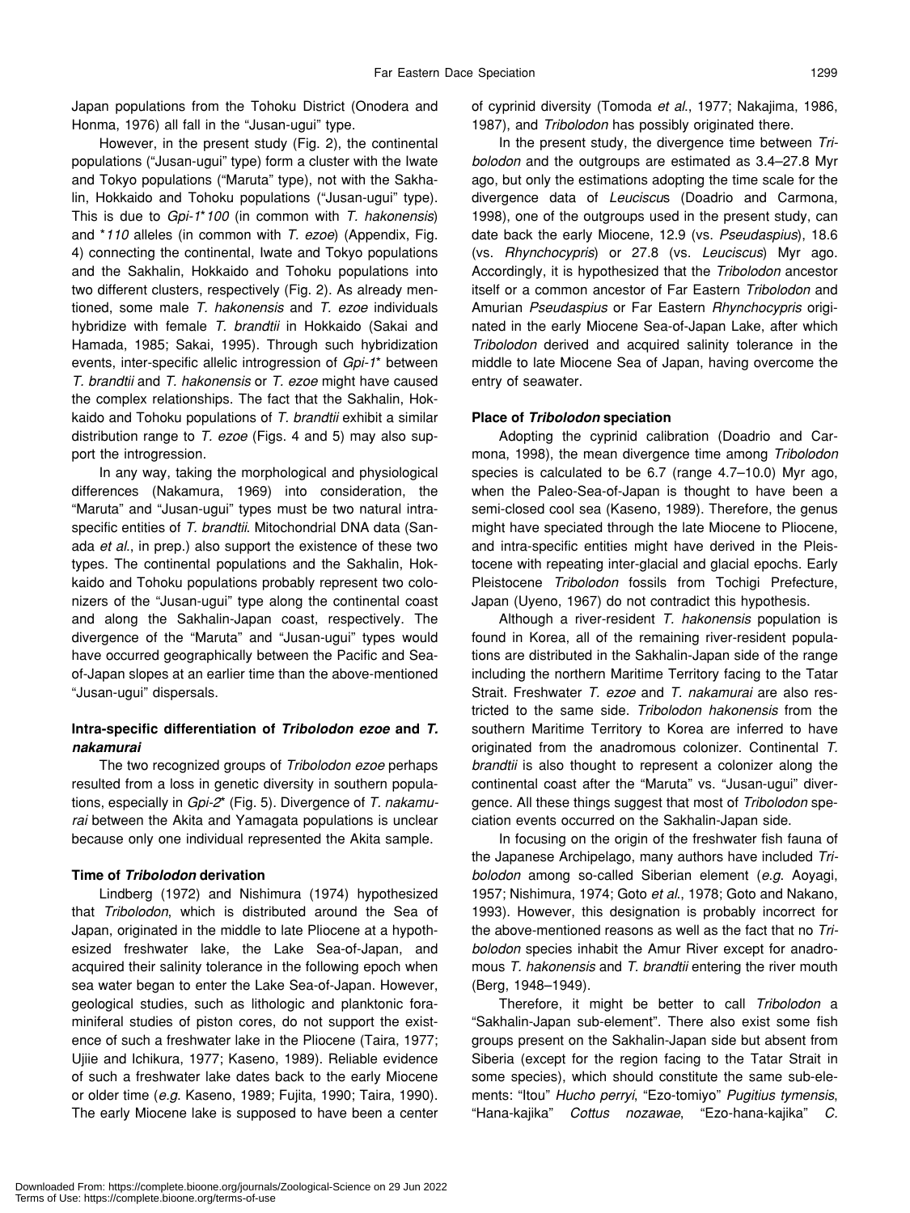Japan populations from the Tohoku District (Onodera and Honma, 1976) all fall in the "Jusan-ugui" type.

However, in the present study (Fig. 2), the continental populations ("Jusan-ugui" type) form a cluster with the Iwate and Tokyo populations ("Maruta" type), not with the Sakhalin, Hokkaido and Tohoku populations ("Jusan-ugui" type). This is due to *Gpi-1\*100* (in common with *T. hakonensis*) and *\*110* alleles (in common with *T. ezoe*) (Appendix, Fig. 4) connecting the continental, Iwate and Tokyo populations and the Sakhalin, Hokkaido and Tohoku populations into two different clusters, respectively (Fig. 2). As already mentioned, some male *T. hakonensis* and *T. ezoe* individuals hybridize with female *T. brandtii* in Hokkaido (Sakai and Hamada, 1985; Sakai, 1995). Through such hybridization events, inter-specific allelic introgression of *Gpi-1\** between *T. brandtii* and *T. hakonensis* or *T. ezoe* might have caused the complex relationships. The fact that the Sakhalin, Hokkaido and Tohoku populations of *T. brandtii* exhibit a similar distribution range to *T. ezoe* (Figs. 4 and 5) may also support the introgression.

In any way, taking the morphological and physiological differences (Nakamura, 1969) into consideration, the "Maruta" and "Jusan-ugui" types must be two natural intra-specific entities of *T. brandtii*. Mitochondrial DNA data (Sanada *et al.*, in prep.) also support the existence of these two types. The continental populations and the Sakhalin, Hokkaido and Tohoku populations probably represent two colonizers of the "Jusan-ugui" type along the continental coast and along the Sakhalin-Japan coast, respectively. The divergence of the "Maruta" and "Jusan-ugui" types would have occurred geographically between the Pacific and Sea-of-Japan slopes at an earlier time than the above-mentioned "Jusan-ugui" dispersals.

### Intra-specific differentiation of *Tribolodon ezoe* and *T. nakamurai*

The two recognized groups of *Tribolodon ezoe* perhaps resulted from a loss in genetic diversity in southern populations, especially in *Gpi-2\** (Fig. 5). Divergence of *T. nakamurai* between the Akita and Yamagata populations is unclear because only one individual represented the Akita sample.

### Time of *Tribolodon* derivation

Lindberg (1972) and Nishimura (1974) hypothesized that *Tribolodon*, which is distributed around the Sea of Japan, originated in the middle to late Pliocene at a hypothesized freshwater lake, the Lake Sea-of-Japan, and acquired their salinity tolerance in the following epoch when sea water began to enter the Lake Sea-of-Japan. However, geological studies, such as lithologic and planktonic foraminiferal studies of piston cores, do not support the existence of such a freshwater lake in the Pliocene (Taira, 1977; Ujiie and Ichikura, 1977; Kaseno, 1989). Reliable evidence of such a freshwater lake dates back to the early Miocene or older time (*e.g.* Kaseno, 1989; Fujita, 1990; Taira, 1990). The early Miocene lake is supposed to have been a center of cyprinid diversity (Tomoda *et al.*, 1977; Nakajima, 1986, 1987), and *Tribolodon* has possibly originated there.

In the present study, the divergence time between *Tribolodon* and the outgroups are estimated as 3.4–27.8 Myr ago, but only the estimations adopting the time scale for the divergence data of *Leuciscus* (Doadrio and Carmona, 1998), one of the outgroups used in the present study, can date back the early Miocene, 12.9 (vs. *Pseudaspius*), 18.6 (vs. *Rhynchocypris*) or 27.8 (vs. *Leuciscus*) Myr ago. Accordingly, it is hypothesized that the *Tribolodon* ancestor itself or a common ancestor of Far Eastern *Tribolodon* and Amurian *Pseudaspius* or Far Eastern *Rhynchocypris* originated in the early Miocene Sea-of-Japan Lake, after which *Tribolodon* derived and acquired salinity tolerance in the middle to late Miocene Sea of Japan, having overcome the entry of seawater.

### Place of *Tribolodon* speciation

Adopting the cyprinid calibration (Doadrio and Carmona, 1998), the mean divergence time among *Tribolodon* species is calculated to be 6.7 (range 4.7–10.0) Myr ago, when the Paleo-Sea-of-Japan is thought to have been a semi-closed cool sea (Kaseno, 1989). Therefore, the genus might have speciated through the late Miocene to Pliocene, and intra-specific entities might have derived in the Pleistocene with repeating inter-glacial and glacial epochs. Early Pleistocene *Tribolodon* fossils from Tochigi Prefecture, Japan (Uyeno, 1967) do not contradict this hypothesis.

Although a river-resident *T. hakonensis* population is found in Korea, all of the remaining river-resident populations are distributed in the Sakhalin-Japan side of the range including the northern Maritime Territory facing to the Tatar Strait. Freshwater *T. ezoe* and *T. nakamurai* are also restricted to the same side. *Tribolodon hakonensis* from the southern Maritime Territory to Korea are inferred to have originated from the anadromous colonizer. Continental *T. brandtii* is also thought to represent a colonizer along the continental coast after the "Maruta" vs. "Jusan-ugui" divergence. All these things suggest that most of *Tribolodon* speciation events occurred on the Sakhalin-Japan side.

In focusing on the origin of the freshwater fish fauna of the Japanese Archipelago, many authors have included *Tribolodon* among so-called Siberian element (*e.g.* Aoyagi, 1957; Nishimura, 1974; Goto *et al.*, 1978; Goto and Nakano, 1993). However, this designation is probably incorrect for the above-mentioned reasons as well as the fact that no *Tribolodon* species inhabit the Amur River except for anadromous *T. hakonensis* and *T. brandtii* entering the river mouth (Berg, 1948–1949).

Therefore, it might be better to call *Tribolodon* a "Sakhalin-Japan sub-element". There also exist some fish groups present on the Sakhalin-Japan side but absent from Siberia (except for the region facing to the Tatar Strait in some species), which should constitute the same sub-elements: "Itou" *Hucho perryi*, "Ezo-tomiyo" *Pugitius tymensis*, "Hana-kajika" *Cottus nozawae*, "Ezo-hana-kajika" *C.*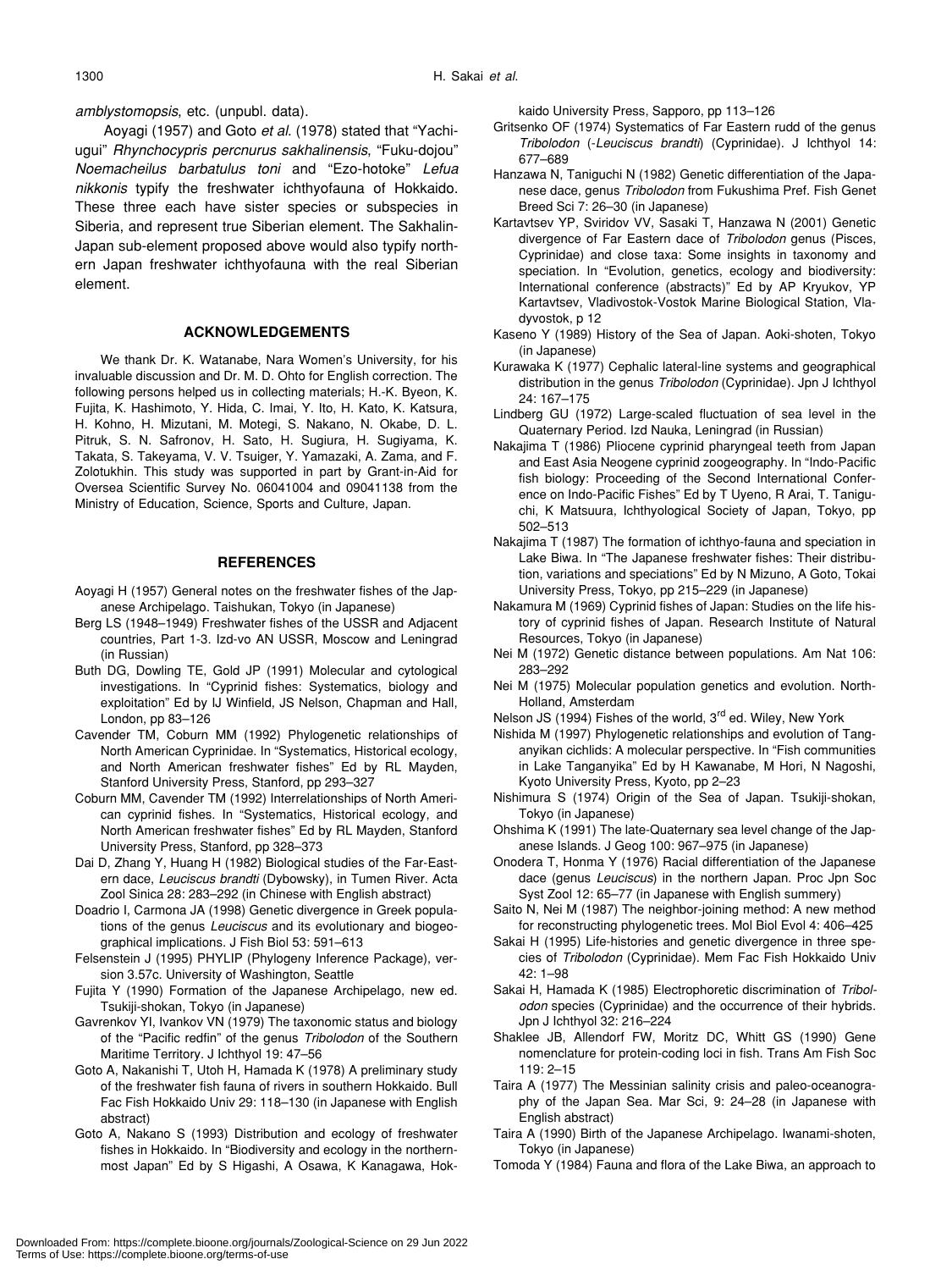*amblystomopsis*, etc. (unpubl. data).

Aoyagi (1957) and Goto *et al*. (1978) stated that "Yachi-ugui" *Rhynchocypris percnurus sakhalinensis*, "Fuku-dojou" *Noemacheilus barbatulus toni* and "Ezo-hotoke" *Lefua nikkonis* typify the freshwater ichthyofauna of Hokkaido. These three each have sister species or subspecies in Siberia, and represent true Siberian element. The Sakhalin-Japan sub-element proposed above would also typify northern Japan freshwater ichthyofauna with the real Siberian element.

## ACKNOWLEDGEMENTS

We thank Dr. K. Watanabe, Nara Women's University, for his invaluable discussion and Dr. M. D. Ohto for English correction. The following persons helped us in collecting materials; H.-K. Byeon, K. Fujita, K. Hashimoto, Y. Hida, C. Imai, Y. Ito, H. Kato, K. Katsura, H. Kohno, H. Mizutani, M. Motegi, S. Nakano, N. Okabe, D. L. Pitruk, S. N. Safronov, H. Sato, H. Sugiura, H. Sugiyama, K. Takata, S. Takeyama, V. V. Tsuiger, Y. Yamazaki, A. Zama, and F. Zolotukhin. This study was supported in part by Grant-in-Aid for Oversea Scientific Survey No. 06041004 and 09041138 from the Ministry of Education, Science, Sports and Culture, Japan.

## REFERENCES

Aoyagi H (1957) General notes on the freshwater fishes of the Japanese Archipelago. Taishukan, Tokyo (in Japanese)

Berg LS (1948–1949) Freshwater fishes of the USSR and Adjacent countries, Part 1-3. Izd-vo AN USSR, Moscow and Leningrad (in Russian)

Buth DG, Dowling TE, Gold JP (1991) Molecular and cytological investigations. In "Cyprinid fishes: Systematics, biology and exploitation" Ed by IJ Winfield, JS Nelson, Chapman and Hall, London, pp 83–126

Cavender TM, Coburn MM (1992) Phylogenetic relationships of North American Cyprinidae. In "Systematics, Historical ecology, and North American freshwater fishes" Ed by RL Mayden, Stanford University Press, Stanford, pp 293–327

Coburn MM, Cavender TM (1992) Interrelationships of North American cyprinid fishes. In "Systematics, Historical ecology, and North American freshwater fishes" Ed by RL Mayden, Stanford University Press, Stanford, pp 328–373

Dai D, Zhang Y, Huang H (1982) Biological studies of the Far-Eastern dace, *Leuciscus brandti* (Dybowsky), in Tumen River. Acta Zool Sinica 28: 283–292 (in Chinese with English abstract)

Doadrio I, Carmona JA (1998) Genetic divergence in Greek populations of the genus *Leuciscus* and its evolutionary and biogeographical implications. J Fish Biol 53: 591–613

Felsenstein J (1995) PHYLIP (Phylogeny Inference Package), version 3.57c. University of Washington, Seattle

Fujita Y (1990) Formation of the Japanese Archipelago, new ed. Tsukiji-shokan, Tokyo (in Japanese)

Gavrenkov YI, Ivankov VN (1979) The taxonomic status and biology of the "Pacific redfin" of the genus *Tribolodon* of the Southern Maritime Territory. J Ichthyol 19: 47–56

Goto A, Nakanishi T, Utoh H, Hamada K (1978) A preliminary study of the freshwater fish fauna of rivers in southern Hokkaido. Bull Fac Fish Hokkaido Univ 29: 118–130 (in Japanese with English abstract)

Goto A, Nakano S (1993) Distribution and ecology of freshwater fishes in Hokkaido. In "Biodiversity and ecology in the northernmost Japan" Ed by S Higashi, A Osawa, K Kanagawa, Hokkaido University Press, Sapporo, pp 113–126

Gritsenko OF (1974) Systematics of Far Eastern rudd of the genus *Tribolodon* (-*Leuciscus brandti*) (Cyprinidae). J Ichthyol 14: 677–689

Hanzawa N, Taniguchi N (1982) Genetic differentiation of the Japanese dace, genus *Tribolodon* from Fukushima Pref. Fish Genet Breed Sci 7: 26–30 (in Japanese)

Kartavtsev YP, Sviridov VV, Sasaki T, Hanzawa N (2001) Genetic divergence of Far Eastern dace of *Tribolodon* genus (Pisces, Cyprinidae) and close taxa: Some insights in taxonomy and speciation. In "Evolution, genetics, ecology and biodiversity: International conference (abstracts)" Ed by AP Kryukov, YP Kartavtsev, Vladivostok-Vostok Marine Biological Station, Vladyvostok, p 12

Kaseno Y (1989) History of the Sea of Japan. Aoki-shoten, Tokyo (in Japanese)

Kurawaka K (1977) Cephalic lateral-line systems and geographical distribution in the genus *Tribolodon* (Cyprinidae). Jpn J Ichthyol 24: 167–175

Lindberg GU (1972) Large-scaled fluctuation of sea level in the Quaternary Period. Izd Nauka, Leningrad (in Russian)

Nakajima T (1986) Pliocene cyprinid pharyngeal teeth from Japan and East Asia Neogene cyprinid zoogeography. In "Indo-Pacific fish biology: Proceeding of the Second International Conference on Indo-Pacific Fishes" Ed by T Uyeno, R Arai, T. Taniguchi, K Matsuura, Ichthyological Society of Japan, Tokyo, pp 502–513

Nakajima T (1987) The formation of ichthyo-fauna and speciation in Lake Biwa. In "The Japanese freshwater fishes: Their distribution, variations and speciations" Ed by N Mizuno, A Goto, Tokai University Press, Tokyo, pp 215–229 (in Japanese)

Nakamura M (1969) Cyprinid fishes of Japan: Studies on the life history of cyprinid fishes of Japan. Research Institute of Natural Resources, Tokyo (in Japanese)

Nei M (1972) Genetic distance between populations. Am Nat 106: 283–292

Nei M (1975) Molecular population genetics and evolution. North-Holland, Amsterdam

Nelson JS (1994) Fishes of the world, 3rd ed. Wiley, New York

Nishida M (1997) Phylogenetic relationships and evolution of Tanganyikan cichlids: A molecular perspective. In "Fish communities in Lake Tanganyika" Ed by H Kawanabe, M Hori, N Nagoshi, Kyoto University Press, Kyoto, pp 2–23

Nishimura S (1974) Origin of the Sea of Japan. Tsukiji-shokan, Tokyo (in Japanese)

Ohshima K (1991) The late-Quaternary sea level change of the Japanese Islands. J Geog 100: 967–975 (in Japanese)

Onodera T, Honma Y (1976) Racial differentiation of the Japanese dace (genus *Leuciscus*) in the northern Japan. Proc Jpn Soc Syst Zool 12: 65–77 (in Japanese with English summery)

Saito N, Nei M (1987) The neighbor-joining method: A new method for reconstructing phylogenetic trees. Mol Biol Evol 4: 406–425

Sakai H (1995) Life-histories and genetic divergence in three species of *Tribolodon* (Cyprinidae). Mem Fac Fish Hokkaido Univ 42: 1–98

Sakai H, Hamada K (1985) Electrophoretic discrimination of *Tribolodon* species (Cyprinidae) and the occurrence of their hybrids. Jpn J Ichthyol 32: 216–224

Shaklee JB, Allendorf FW, Moritz DC, Whitt GS (1990) Gene nomenclature for protein-coding loci in fish. Trans Am Fish Soc 119: 2–15

Taira A (1977) The Messinian salinity crisis and paleo-oceanography of the Japan Sea. Mar Sci, 9: 24–28 (in Japanese with English abstract)

Taira A (1990) Birth of the Japanese Archipelago. Iwanami-shoten, Tokyo (in Japanese)

Tomoda Y (1984) Fauna and flora of the Lake Biwa, an approach to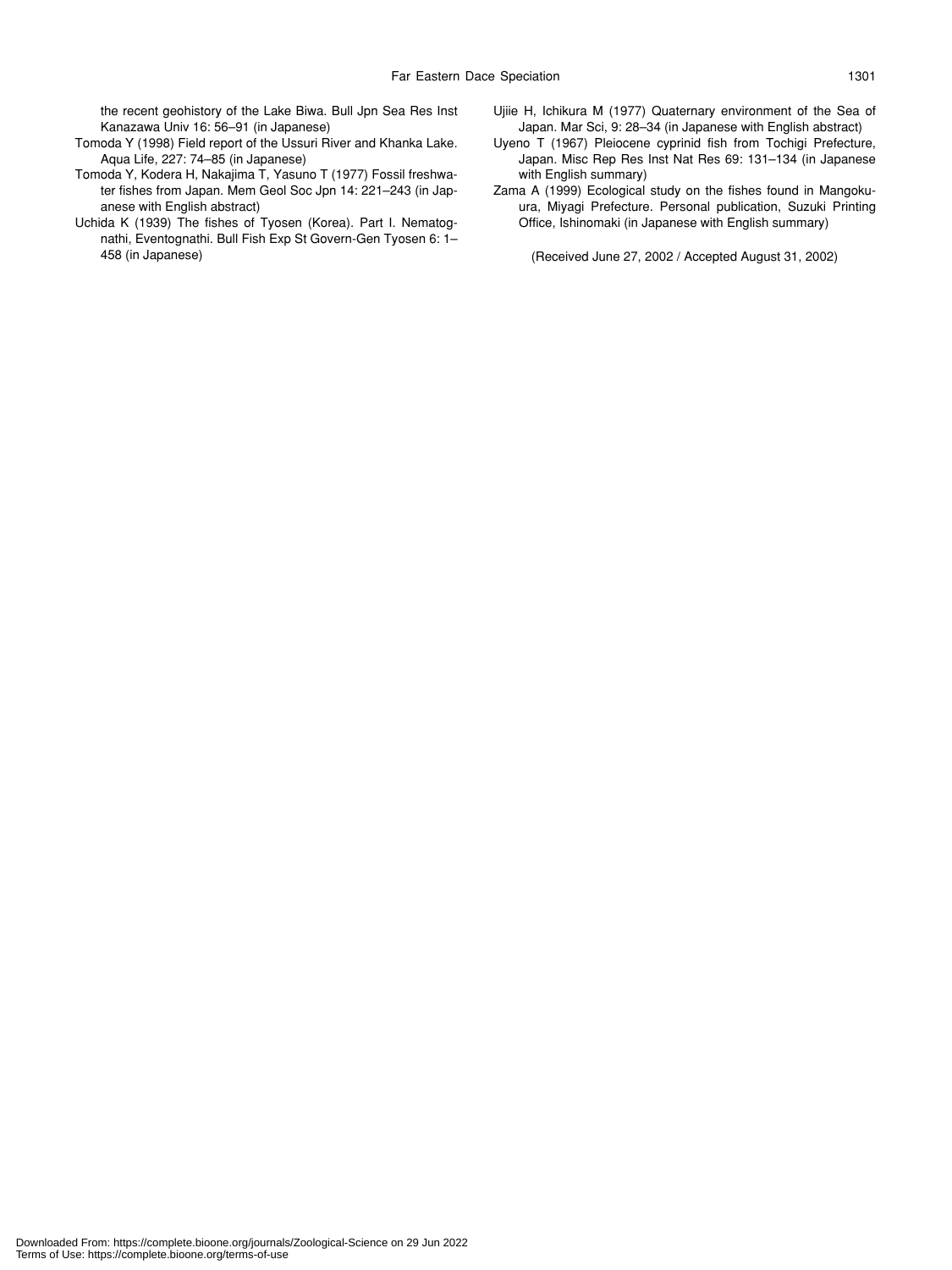the recent geohistory of the Lake Biwa. Bull Jpn Sea Res Inst Kanazawa Univ 16: 56–91 (in Japanese)

Tomoda Y (1998) Field report of the Ussuri River and Khanka Lake. Aqua Life, 227: 74–85 (in Japanese)

Tomoda Y, Kodera H, Nakajima T, Yasuno T (1977) Fossil freshwater fishes from Japan. Mem Geol Soc Jpn 14: 221–243 (in Japanese with English abstract)

Uchida K (1939) The fishes of Tyosen (Korea). Part I. Nematognathi, Eventognathi. Bull Fish Exp St Govern-Gen Tyosen 6: 1–458 (in Japanese)

Ujiie H, Ichikura M (1977) Quaternary environment of the Sea of Japan. Mar Sci, 9: 28–34 (in Japanese with English abstract)

Uyeno T (1967) Pleiocene cyprinid fish from Tochigi Prefecture, Japan. Misc Rep Res Inst Nat Res 69: 131–134 (in Japanese with English summary)

Zama A (1999) Ecological study on the fishes found in Mangokuura, Miyagi Prefecture. Personal publication, Suzuki Printing Office, Ishinomaki (in Japanese with English summary)

(Received June 27, 2002 / Accepted August 31, 2002)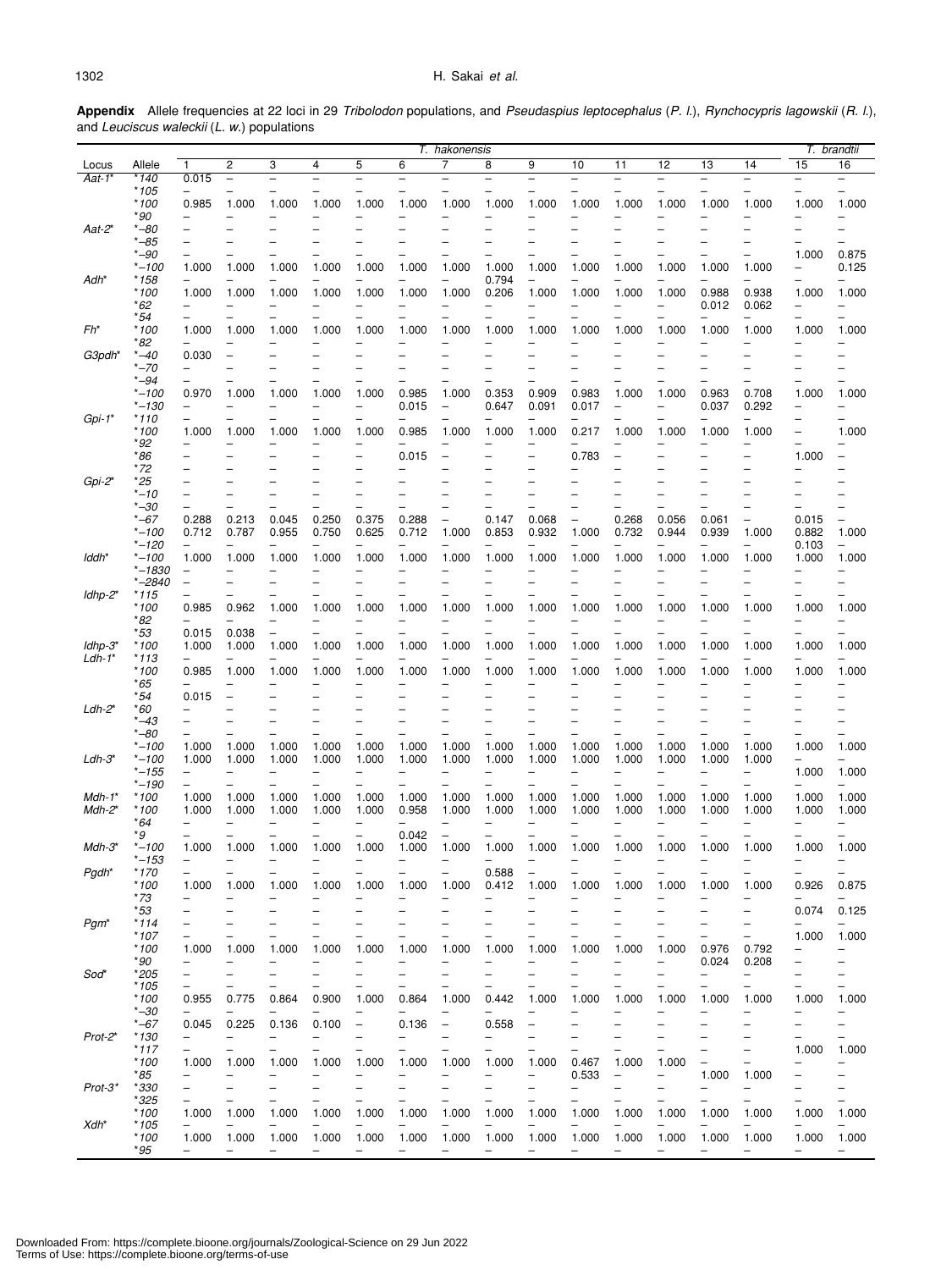**Appendix** Allele frequencies at 22 loci in 29 *Tribolodon* populations, and *Pseudaspius leptocephalus* (*P. l.*), *Rynchocypris lagowskii* (*R. l.*), and *Leuciscus waleckii* (*L. w.*) populations

| Locus | Allele | *T. hakonensis* | | | | | | | | | | | | | | *T. brandtii* | |
|---|---|---|---|---|---|---|---|---|---|---|---|---|---|---|---|---|---|
| | | 1 | 2 | 3 | 4 | 5 | 6 | 7 | 8 | 9 | 10 | 11 | 12 | 13 | 14 | 15 | 16 |
| *Aat-1** | *140 | 0.015 | – | – | – | – | – | – | – | – | – | – | – | – | – | – | – |
| | *105 | – | – | – | – | – | – | – | – | – | – | – | – | – | – | – | – |
| | *100 | 0.985 | 1.000 | 1.000 | 1.000 | 1.000 | 1.000 | 1.000 | 1.000 | 1.000 | 1.000 | 1.000 | 1.000 | 1.000 | 1.000 | 1.000 | 1.000 |
| | *90 | – | – | – | – | – | – | – | – | – | – | – | – | – | – | – | – |
| *Aat-2** | *–80 | – | – | – | – | – | – | – | – | – | – | – | – | – | – | – | – |
| | *–85 | – | – | – | – | – | – | – | – | – | – | – | – | – | – | – | – |
| | *–90 | – | – | – | – | – | – | – | – | – | – | – | – | – | – | 1.000 | 0.875 |
| | *–100 | 1.000 | 1.000 | 1.000 | 1.000 | 1.000 | 1.000 | 1.000 | 1.000 | 1.000 | 1.000 | 1.000 | 1.000 | 1.000 | 1.000 | – | 0.125 |
| *Adh** | *158 | – | – | – | – | – | – | – | 0.794 | – | – | – | – | – | – | – | – |
| | *100 | 1.000 | 1.000 | 1.000 | 1.000 | 1.000 | 1.000 | 1.000 | 0.206 | 1.000 | 1.000 | 1.000 | 1.000 | 0.988 | 0.938 | 1.000 | 1.000 |
| | *62 | – | – | – | – | – | – | – | – | – | – | – | – | 0.012 | 0.062 | – | – |
| | *54 | – | – | – | – | – | – | – | – | – | – | – | – | – | – | – | – |
| *Fh** | *100 | 1.000 | 1.000 | 1.000 | 1.000 | 1.000 | 1.000 | 1.000 | 1.000 | 1.000 | 1.000 | 1.000 | 1.000 | 1.000 | 1.000 | 1.000 | 1.000 |
| | *82 | – | – | – | – | – | – | – | – | – | – | – | – | – | – | – | – |
| *G3pdh** | *–40 | 0.030 | – | – | – | – | – | – | – | – | – | – | – | – | – | – | – |
| | *–70 | – | – | – | – | – | – | – | – | – | – | – | – | – | – | – | – |
| | *–94 | – | – | – | – | – | – | – | – | – | – | – | – | – | – | – | – |
| | *–100 | 0.970 | 1.000 | 1.000 | 1.000 | 1.000 | 0.985 | 1.000 | 0.353 | 0.909 | 0.983 | 1.000 | 1.000 | 0.963 | 0.708 | 1.000 | 1.000 |
| | *–130 | – | – | – | – | – | 0.015 | – | 0.647 | 0.091 | 0.017 | – | – | 0.037 | 0.292 | – | – |
| *Gpi-1** | *110 | – | – | – | – | – | – | – | – | – | – | – | – | – | – | – | – |
| | *100 | 1.000 | 1.000 | 1.000 | 1.000 | 1.000 | 0.985 | 1.000 | 1.000 | 1.000 | 0.217 | 1.000 | 1.000 | 1.000 | 1.000 | – | 1.000 |
| | *92 | – | – | – | – | – | – | – | – | – | – | – | – | – | – | – | – |
| | *86 | – | – | – | – | – | 0.015 | – | – | – | 0.783 | – | – | – | – | 1.000 | – |
| | *72 | – | – | – | – | – | – | – | – | – | – | – | – | – | – | – | – |
| *Gpi-2** | *25 | – | – | – | – | – | – | – | – | – | – | – | – | – | – | – | – |
| | *–10 | – | – | – | – | – | – | – | – | – | – | – | – | – | – | – | – |
| | *–30 | – | – | – | – | – | – | – | – | – | – | – | – | – | – | – | – |
| | *–67 | 0.288 | 0.213 | 0.045 | 0.250 | 0.375 | 0.288 | – | 0.147 | 0.068 | – | 0.268 | 0.056 | 0.061 | – | 0.015 | – |
| | *–100 | 0.712 | 0.787 | 0.955 | 0.750 | 0.625 | 0.712 | 1.000 | 0.853 | 0.932 | 1.000 | 0.732 | 0.944 | 0.939 | 1.000 | 0.882 | 1.000 |
| | *–120 | – | – | – | – | – | – | – | – | – | – | – | – | – | – | 0.103 | – |
| *Iddh** | *–100 | 1.000 | 1.000 | 1.000 | 1.000 | 1.000 | 1.000 | 1.000 | 1.000 | 1.000 | 1.000 | 1.000 | 1.000 | 1.000 | 1.000 | 1.000 | 1.000 |
| | *–1830 | – | – | – | – | – | – | – | – | – | – | – | – | – | – | – | – |
| | *–2840 | – | – | – | – | – | – | – | – | – | – | – | – | – | – | – | – |
| *Idhp-2** | *115 | – | – | – | – | – | – | – | – | – | – | – | – | – | – | – | – |
| | *100 | 0.985 | 0.962 | 1.000 | 1.000 | 1.000 | 1.000 | 1.000 | 1.000 | 1.000 | 1.000 | 1.000 | 1.000 | 1.000 | 1.000 | 1.000 | 1.000 |
| | *82 | – | – | – | – | – | – | – | – | – | – | – | – | – | – | – | – |
| | *53 | 0.015 | 0.038 | – | – | – | – | – | – | – | – | – | – | – | – | – | – |
| *Idhp-3** | *100 | 1.000 | 1.000 | 1.000 | 1.000 | 1.000 | 1.000 | 1.000 | 1.000 | 1.000 | 1.000 | 1.000 | 1.000 | 1.000 | 1.000 | 1.000 | 1.000 |
| *Ldh-1** | *113 | – | – | – | – | – | – | – | – | – | – | – | – | – | – | – | – |
| | *100 | 0.985 | 1.000 | 1.000 | 1.000 | 1.000 | 1.000 | 1.000 | 1.000 | 1.000 | 1.000 | 1.000 | 1.000 | 1.000 | 1.000 | 1.000 | 1.000 |
| | *65 | – | – | – | – | – | – | – | – | – | – | – | – | – | – | – | – |
| | *54 | 0.015 | – | – | – | – | – | – | – | – | – | – | – | – | – | – | – |
| *Ldh-2** | *60 | – | – | – | – | – | – | – | – | – | – | – | – | – | – | – | – |
| | *–43 | – | – | – | – | – | – | – | – | – | – | – | – | – | – | – | – |
| | *–80 | – | – | – | – | – | – | – | – | – | – | – | – | – | – | – | – |
| | *–100 | 1.000 | 1.000 | 1.000 | 1.000 | 1.000 | 1.000 | 1.000 | 1.000 | 1.000 | 1.000 | 1.000 | 1.000 | 1.000 | 1.000 | 1.000 | 1.000 |
| *Ldh-3** | *–100 | 1.000 | 1.000 | 1.000 | 1.000 | 1.000 | 1.000 | 1.000 | 1.000 | 1.000 | 1.000 | 1.000 | 1.000 | 1.000 | 1.000 | – | – |
| | *–155 | – | – | – | – | – | – | – | – | – | – | – | – | – | – | 1.000 | 1.000 |
| | *–190 | – | – | – | – | – | – | – | – | – | – | – | – | – | – | – | – |
| *Mdh-1** | *100 | 1.000 | 1.000 | 1.000 | 1.000 | 1.000 | 1.000 | 1.000 | 1.000 | 1.000 | 1.000 | 1.000 | 1.000 | 1.000 | 1.000 | 1.000 | 1.000 |
| *Mdh-2** | *100 | 1.000 | 1.000 | 1.000 | 1.000 | 1.000 | 0.958 | 1.000 | 1.000 | 1.000 | 1.000 | 1.000 | 1.000 | 1.000 | 1.000 | 1.000 | 1.000 |
| | *64 | – | – | – | – | – | – | – | – | – | – | – | – | – | – | – | – |
| | *9 | – | – | – | – | – | 0.042 | – | – | – | – | – | – | – | – | – | – |
| *Mdh-3** | *–100 | 1.000 | 1.000 | 1.000 | 1.000 | 1.000 | 1.000 | 1.000 | 1.000 | 1.000 | 1.000 | 1.000 | 1.000 | 1.000 | 1.000 | 1.000 | 1.000 |
| | *–153 | – | – | – | – | – | – | – | – | – | – | – | – | – | – | – | – |
| *Pgdh** | *170 | – | – | – | – | – | – | – | 0.588 | – | – | – | – | – | – | – | – |
| | *100 | 1.000 | 1.000 | 1.000 | 1.000 | 1.000 | 1.000 | 1.000 | 0.412 | 1.000 | 1.000 | 1.000 | 1.000 | 1.000 | 1.000 | 0.926 | 0.875 |
| | *73 | – | – | – | – | – | – | – | – | – | – | – | – | – | – | – | – |
| | *53 | – | – | – | – | – | – | – | – | – | – | – | – | – | – | 0.074 | 0.125 |
| *Pgm** | *114 | – | – | – | – | – | – | – | – | – | – | – | – | – | – | – | – |
| | *107 | – | – | – | – | – | – | – | – | – | – | – | – | – | – | 1.000 | 1.000 |
| | *100 | 1.000 | 1.000 | 1.000 | 1.000 | 1.000 | 1.000 | 1.000 | 1.000 | 1.000 | 1.000 | 1.000 | 1.000 | 0.976 | 0.792 | – | – |
| | *90 | – | – | – | – | – | – | – | – | – | – | – | – | 0.024 | 0.208 | – | – |
| *Sod** | *205 | – | – | – | – | – | – | – | – | – | – | – | – | – | – | – | – |
| | *105 | – | – | – | – | – | – | – | – | – | – | – | – | – | – | – | – |
| | *100 | 0.955 | 0.775 | 0.864 | 0.900 | 1.000 | 0.864 | 1.000 | 0.442 | 1.000 | 1.000 | 1.000 | 1.000 | 1.000 | 1.000 | 1.000 | 1.000 |
| | *–30 | – | – | – | – | – | – | – | – | – | – | – | – | – | – | – | – |
| | *–67 | 0.045 | 0.225 | 0.136 | 0.100 | – | 0.136 | – | 0.558 | – | – | – | – | – | – | – | – |
| *Prot-2** | *130 | – | – | – | – | – | – | – | – | – | – | – | – | – | – | – | – |
| | *117 | – | – | – | – | – | – | – | – | – | – | – | – | – | – | 1.000 | 1.000 |
| | *100 | 1.000 | 1.000 | 1.000 | 1.000 | 1.000 | 1.000 | 1.000 | 1.000 | 1.000 | 0.467 | 1.000 | 1.000 | – | – | – | – |
| | *85 | – | – | – | – | – | – | – | – | – | 0.533 | – | – | 1.000 | 1.000 | – | – |
| *Prot-3** | *330 | – | – | – | – | – | – | – | – | – | – | – | – | – | – | – | – |
| | *325 | – | – | – | – | – | – | – | – | – | – | – | – | – | – | – | – |
| | *100 | 1.000 | 1.000 | 1.000 | 1.000 | 1.000 | 1.000 | 1.000 | 1.000 | 1.000 | 1.000 | 1.000 | 1.000 | 1.000 | 1.000 | 1.000 | 1.000 |
| *Xdh** | *105 | – | – | – | – | – | – | – | – | – | – | – | – | – | – | – | – |
| | *100 | 1.000 | 1.000 | 1.000 | 1.000 | 1.000 | 1.000 | 1.000 | 1.000 | 1.000 | 1.000 | 1.000 | 1.000 | 1.000 | 1.000 | 1.000 | 1.000 |
| | *95 | – | – | – | – | – | – | – | – | – | – | – | – | – | – | – | – |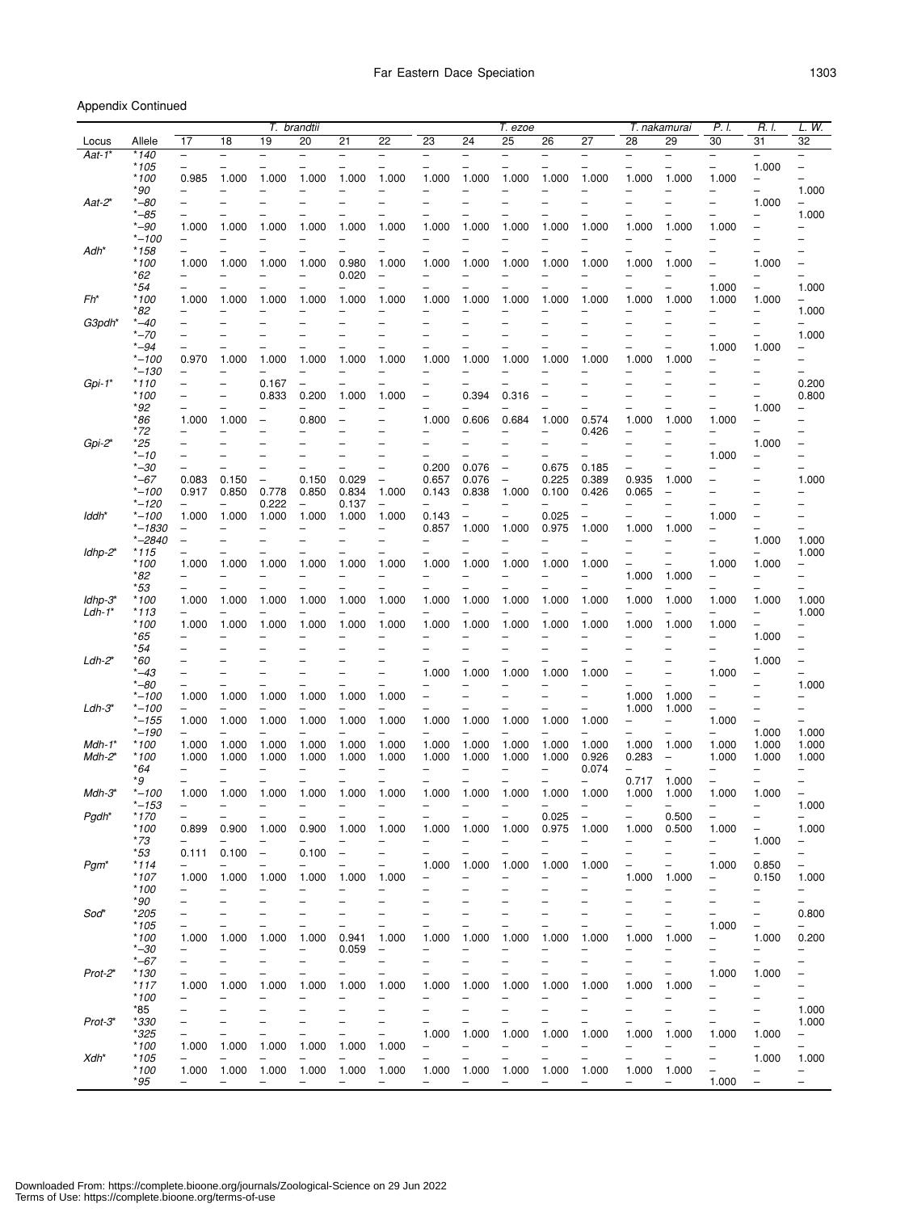Appendix Continued

| | | *T. brandtii* | | | | | | *T. ezoe* | | | | | *T. nakamurai* | | *P. l.* | *R. l.* | *L. W.* |
|---|---|---|---|---|---|---|---|---|---|---|---|---|---|---|---|---|---|
| Locus | Allele | 17 | 18 | 19 | 20 | 21 | 22 | 23 | 24 | 25 | 26 | 27 | 28 | 29 | 30 | 31 | 32 |
| *Aat-1** | *140 | – | – | – | – | – | – | – | – | – | – | – | – | – | – | – | – |
| | *105 | – | – | – | – | – | – | – | – | – | – | – | – | – | – | 1.000 | – |
| | *100 | 0.985 | 1.000 | 1.000 | 1.000 | 1.000 | 1.000 | 1.000 | 1.000 | 1.000 | 1.000 | 1.000 | 1.000 | 1.000 | 1.000 | – | – |
| | *90 | – | – | – | – | – | – | – | – | – | – | – | – | – | – | – | 1.000 |
| *Aat-2** | *−80 | – | – | – | – | – | – | – | – | – | – | – | – | – | – | 1.000 | – |
| | *−85 | – | – | – | – | – | – | – | – | – | – | – | – | – | – | – | 1.000 |
| | *−90 | 1.000 | 1.000 | 1.000 | 1.000 | 1.000 | 1.000 | 1.000 | 1.000 | 1.000 | 1.000 | 1.000 | 1.000 | 1.000 | 1.000 | – | – |
| | *−100 | – | – | – | – | – | – | – | – | – | – | – | – | – | – | – | – |
| *Adh** | *158 | – | – | – | – | – | – | – | – | – | – | – | – | – | – | – | – |
| | *100 | 1.000 | 1.000 | 1.000 | 1.000 | 0.980 | 1.000 | 1.000 | 1.000 | 1.000 | 1.000 | 1.000 | 1.000 | 1.000 | – | 1.000 | – |
| | *62 | – | – | – | – | 0.020 | – | – | – | – | – | – | – | – | – | – | – |
| | *54 | – | – | – | – | – | – | – | – | – | – | – | – | – | 1.000 | – | 1.000 |
| *Fh** | *100 | 1.000 | 1.000 | 1.000 | 1.000 | 1.000 | 1.000 | 1.000 | 1.000 | 1.000 | 1.000 | 1.000 | 1.000 | 1.000 | 1.000 | 1.000 | – |
| | *82 | – | – | – | – | – | – | – | – | – | – | – | – | – | – | – | 1.000 |
| *G3pdh** | *−40 | – | – | – | – | – | – | – | – | – | – | – | – | – | – | – | – |
| | *−70 | – | – | – | – | – | – | – | – | – | – | – | – | – | – | – | 1.000 |
| | *−94 | – | – | – | – | – | – | – | – | – | – | – | – | – | 1.000 | 1.000 | – |
| | *−100 | 0.970 | 1.000 | 1.000 | 1.000 | 1.000 | 1.000 | 1.000 | 1.000 | 1.000 | 1.000 | 1.000 | 1.000 | 1.000 | – | – | – |
| | *−130 | – | – | – | – | – | – | – | – | – | – | – | – | – | – | – | – |
| *Gpi-1** | *110 | – | – | 0.167 | – | – | – | – | – | – | – | – | – | – | – | – | 0.200 |
| | *100 | – | – | 0.833 | 0.200 | 1.000 | 1.000 | – | 0.394 | 0.316 | – | – | – | – | – | – | 0.800 |
| | *92 | – | – | – | – | – | – | – | – | – | – | – | – | – | – | 1.000 | – |
| | *86 | 1.000 | 1.000 | – | 0.800 | – | – | 1.000 | 0.606 | 0.684 | 1.000 | 0.574 | 1.000 | 1.000 | 1.000 | – | – |
| | *72 | – | – | – | – | – | – | – | – | – | – | 0.426 | – | – | – | – | – |
| *Gpi-2** | *25 | – | – | – | – | – | – | – | – | – | – | – | – | – | – | 1.000 | – |
| | *−10 | – | – | – | – | – | – | – | – | – | – | – | – | – | 1.000 | – | – |
| | *−30 | – | – | – | – | – | – | 0.200 | 0.076 | – | 0.675 | 0.185 | – | – | – | – | – |
| | *−67 | 0.083 | 0.150 | – | 0.150 | 0.029 | – | 0.657 | 0.076 | – | 0.225 | 0.389 | 0.935 | 1.000 | – | – | 1.000 |
| | *−100 | 0.917 | 0.850 | 0.778 | 0.850 | 0.834 | 1.000 | 0.143 | 0.838 | 1.000 | 0.100 | 0.426 | 0.065 | – | – | – | – |
| | *−120 | – | – | 0.222 | – | 0.137 | – | – | – | – | – | – | – | – | – | – | – |
| *Iddh** | *−100 | 1.000 | 1.000 | 1.000 | 1.000 | 1.000 | 1.000 | 0.143 | – | – | 0.025 | – | – | – | 1.000 | – | – |
| | *−1830 | – | – | – | – | – | – | 0.857 | 1.000 | 1.000 | 0.975 | 1.000 | 1.000 | 1.000 | – | – | – |
| | *−2840 | – | – | – | – | – | – | – | – | – | – | – | – | – | – | 1.000 | 1.000 |
| *Idhp-2** | *115 | – | – | – | – | – | – | – | – | – | – | – | – | – | – | – | 1.000 |
| | *100 | 1.000 | 1.000 | 1.000 | 1.000 | 1.000 | 1.000 | 1.000 | 1.000 | 1.000 | 1.000 | 1.000 | – | – | 1.000 | 1.000 | – |
| | *82 | – | – | – | – | – | – | – | – | – | – | – | 1.000 | 1.000 | – | – | – |
| | *53 | – | – | – | – | – | – | – | – | – | – | – | – | – | – | – | – |
| *Idhp-3** | *100 | 1.000 | 1.000 | 1.000 | 1.000 | 1.000 | 1.000 | 1.000 | 1.000 | 1.000 | 1.000 | 1.000 | 1.000 | 1.000 | 1.000 | 1.000 | 1.000 |
| *Ldh-1** | *113 | – | – | – | – | – | – | – | – | – | – | – | – | – | – | – | 1.000 |
| | *100 | 1.000 | 1.000 | 1.000 | 1.000 | 1.000 | 1.000 | 1.000 | 1.000 | 1.000 | 1.000 | 1.000 | 1.000 | 1.000 | 1.000 | – | – |
| | *65 | – | – | – | – | – | – | – | – | – | – | – | – | – | – | 1.000 | – |
| | *54 | – | – | – | – | – | – | – | – | – | – | – | – | – | – | – | – |
| *Ldh-2** | *60 | – | – | – | – | – | – | – | – | – | – | – | – | – | – | 1.000 | – |
| | *−43 | – | – | – | – | – | – | 1.000 | 1.000 | 1.000 | 1.000 | 1.000 | – | – | 1.000 | – | – |
| | *−80 | – | – | – | – | – | – | – | – | – | – | – | – | – | – | – | 1.000 |
| | *−100 | 1.000 | 1.000 | 1.000 | 1.000 | 1.000 | 1.000 | – | – | – | – | – | 1.000 | 1.000 | – | – | – |
| *Ldh-3** | *−100 | – | – | – | – | – | – | – | – | – | – | – | 1.000 | 1.000 | – | – | – |
| | *−155 | 1.000 | 1.000 | 1.000 | 1.000 | 1.000 | 1.000 | 1.000 | 1.000 | 1.000 | 1.000 | 1.000 | – | – | 1.000 | – | – |
| | *−190 | – | – | – | – | – | – | – | – | – | – | – | – | – | – | 1.000 | 1.000 |
| *Mdh-1** | *100 | 1.000 | 1.000 | 1.000 | 1.000 | 1.000 | 1.000 | 1.000 | 1.000 | 1.000 | 1.000 | 1.000 | 1.000 | 1.000 | 1.000 | 1.000 | 1.000 |
| *Mdh-2** | *100 | 1.000 | 1.000 | 1.000 | 1.000 | 1.000 | 1.000 | 1.000 | 1.000 | 1.000 | 1.000 | 0.926 | 0.283 | – | 1.000 | 1.000 | 1.000 |
| | *64 | – | – | – | – | – | – | – | – | – | – | 0.074 | – | – | – | – | – |
| | *9 | – | – | – | – | – | – | – | – | – | – | – | 0.717 | 1.000 | – | – | – |
| *Mdh-3** | *−100 | 1.000 | 1.000 | 1.000 | 1.000 | 1.000 | 1.000 | 1.000 | 1.000 | 1.000 | 1.000 | 1.000 | 1.000 | 1.000 | 1.000 | 1.000 | – |
| | *−153 | – | – | – | – | – | – | – | – | – | – | – | – | – | – | – | 1.000 |
| *Pgdh** | *170 | – | – | – | – | – | – | – | – | – | 0.025 | – | – | 0.500 | – | – | – |
| | *100 | 0.899 | 0.900 | 1.000 | 0.900 | 1.000 | 1.000 | 1.000 | 1.000 | 1.000 | 0.975 | 1.000 | 1.000 | 0.500 | 1.000 | – | 1.000 |
| | *73 | – | – | – | – | – | – | – | – | – | – | – | – | – | – | 1.000 | – |
| | *53 | 0.111 | 0.100 | – | 0.100 | – | – | – | – | – | – | – | – | – | – | – | – |
| *Pgm** | *114 | – | – | – | – | – | – | 1.000 | 1.000 | 1.000 | 1.000 | 1.000 | – | – | 1.000 | 0.850 | – |
| | *107 | 1.000 | 1.000 | 1.000 | 1.000 | 1.000 | 1.000 | – | – | – | – | – | 1.000 | 1.000 | – | 0.150 | 1.000 |
| | *100 | – | – | – | – | – | – | – | – | – | – | – | – | – | – | – | – |
| | *90 | – | – | – | – | – | – | – | – | – | – | – | – | – | – | – | – |
| *Sod** | *205 | – | – | – | – | – | – | – | – | – | – | – | – | – | – | – | 0.800 |
| | *105 | – | – | – | – | – | – | – | – | – | – | – | – | – | 1.000 | – | – |
| | *100 | 1.000 | 1.000 | 1.000 | 1.000 | 0.941 | 1.000 | 1.000 | 1.000 | 1.000 | 1.000 | 1.000 | 1.000 | 1.000 | – | 1.000 | 0.200 |
| | *−30 | – | – | – | – | 0.059 | – | – | – | – | – | – | – | – | – | – | – |
| | *−67 | – | – | – | – | – | – | – | – | – | – | – | – | – | – | – | – |
| *Prot-2** | *130 | – | – | – | – | – | – | – | – | – | – | – | – | – | 1.000 | 1.000 | – |
| | *117 | 1.000 | 1.000 | 1.000 | 1.000 | 1.000 | 1.000 | 1.000 | 1.000 | 1.000 | 1.000 | 1.000 | 1.000 | 1.000 | – | – | – |
| | *100 | – | – | – | – | – | – | – | – | – | – | – | – | – | – | – | – |
| | *85 | – | – | – | – | – | – | – | – | – | – | – | – | – | – | – | 1.000 |
| *Prot-3** | *330 | – | – | – | – | – | – | – | – | – | – | – | – | – | – | – | 1.000 |
| | *325 | – | – | – | – | – | – | 1.000 | 1.000 | 1.000 | 1.000 | 1.000 | 1.000 | 1.000 | 1.000 | 1.000 | – |
| | *100 | 1.000 | 1.000 | 1.000 | 1.000 | 1.000 | 1.000 | – | – | – | – | – | – | – | – | – | – |
| *Xdh** | *105 | – | – | – | – | – | – | – | – | – | – | – | – | – | – | 1.000 | 1.000 |
| | *100 | 1.000 | 1.000 | 1.000 | 1.000 | 1.000 | 1.000 | 1.000 | 1.000 | 1.000 | 1.000 | 1.000 | 1.000 | 1.000 | – | – | – |
| | *95 | – | – | – | – | – | – | – | – | – | – | – | – | – | 1.000 | – | – |